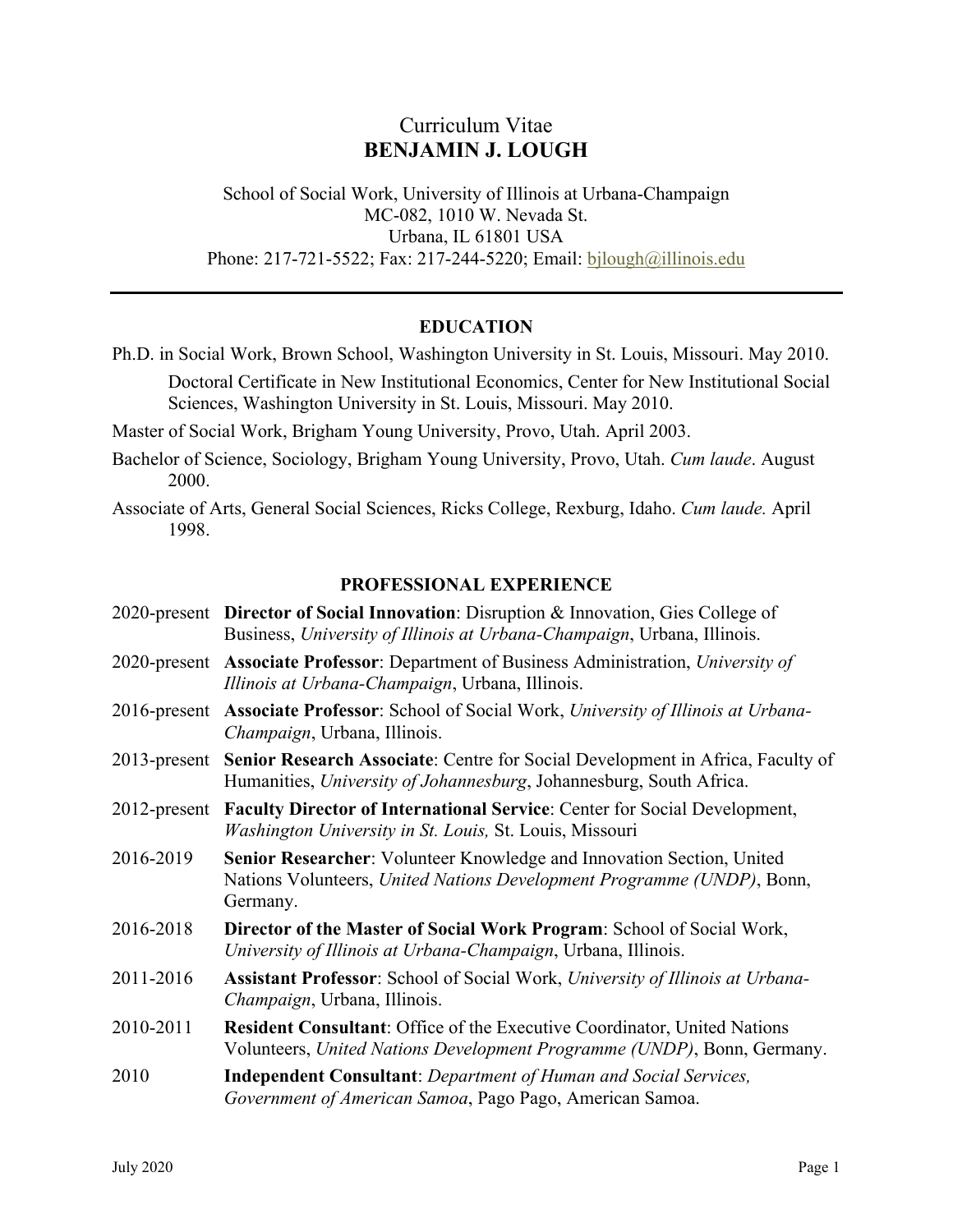# Curriculum Vitae
# BENJAMIN J. LOUGH

School of Social Work, University of Illinois at Urbana-Champaign
MC-082, 1010 W. Nevada St.
Urbana, IL 61801 USA
Phone: 217-721-5522; Fax: 217-244-5220; Email: bjlough@illinois.edu

---

## EDUCATION

Ph.D. in Social Work, Brown School, Washington University in St. Louis, Missouri. May 2010.

> Doctoral Certificate in New Institutional Economics, Center for New Institutional Social Sciences, Washington University in St. Louis, Missouri. May 2010.

Master of Social Work, Brigham Young University, Provo, Utah. April 2003.

Bachelor of Science, Sociology, Brigham Young University, Provo, Utah. *Cum laude*. August 2000.

Associate of Arts, General Social Sciences, Ricks College, Rexburg, Idaho. *Cum laude.* April 1998.

## PROFESSIONAL EXPERIENCE

2020-present **Director of Social Innovation**: Disruption & Innovation, Gies College of Business, *University of Illinois at Urbana-Champaign*, Urbana, Illinois.

2020-present **Associate Professor**: Department of Business Administration, *University of Illinois at Urbana-Champaign*, Urbana, Illinois.

2016-present **Associate Professor**: School of Social Work, *University of Illinois at Urbana-Champaign*, Urbana, Illinois.

2013-present **Senior Research Associate**: Centre for Social Development in Africa, Faculty of Humanities, *University of Johannesburg*, Johannesburg, South Africa.

2012-present **Faculty Director of International Service**: Center for Social Development, *Washington University in St. Louis,* St. Louis, Missouri

2016-2019 **Senior Researcher**: Volunteer Knowledge and Innovation Section, United Nations Volunteers, *United Nations Development Programme (UNDP)*, Bonn, Germany.

2016-2018 **Director of the Master of Social Work Program**: School of Social Work, *University of Illinois at Urbana-Champaign*, Urbana, Illinois.

2011-2016 **Assistant Professor**: School of Social Work, *University of Illinois at Urbana-Champaign*, Urbana, Illinois.

2010-2011 **Resident Consultant**: Office of the Executive Coordinator, United Nations Volunteers, *United Nations Development Programme (UNDP)*, Bonn, Germany.

2010 **Independent Consultant**: *Department of Human and Social Services, Government of American Samoa*, Pago Pago, American Samoa.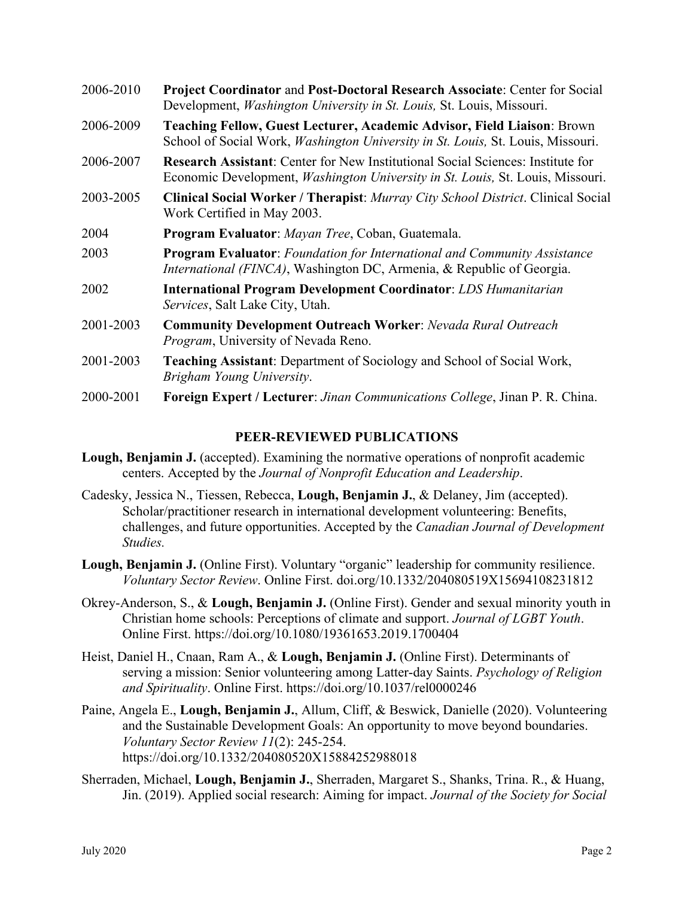2006-2010 **Project Coordinator** and **Post-Doctoral Research Associate**: Center for Social Development, *Washington University in St. Louis,* St. Louis, Missouri.

2006-2009 **Teaching Fellow, Guest Lecturer, Academic Advisor, Field Liaison**: Brown School of Social Work, *Washington University in St. Louis,* St. Louis, Missouri.

2006-2007 **Research Assistant**: Center for New Institutional Social Sciences: Institute for Economic Development, *Washington University in St. Louis,* St. Louis, Missouri.

2003-2005 **Clinical Social Worker / Therapist**: *Murray City School District*. Clinical Social Work Certified in May 2003.

2004 **Program Evaluator**: *Mayan Tree*, Coban, Guatemala.

2003 **Program Evaluator**: *Foundation for International and Community Assistance International (FINCA)*, Washington DC, Armenia, & Republic of Georgia.

2002 **International Program Development Coordinator**: *LDS Humanitarian Services*, Salt Lake City, Utah.

2001-2003 **Community Development Outreach Worker**: *Nevada Rural Outreach Program*, University of Nevada Reno.

2001-2003 **Teaching Assistant**: Department of Sociology and School of Social Work, *Brigham Young University*.

2000-2001 **Foreign Expert / Lecturer**: *Jinan Communications College*, Jinan P. R. China.

## PEER-REVIEWED PUBLICATIONS

**Lough, Benjamin J.** (accepted). Examining the normative operations of nonprofit academic centers. Accepted by the *Journal of Nonprofit Education and Leadership*.

Cadesky, Jessica N., Tiessen, Rebecca, **Lough, Benjamin J.**, & Delaney, Jim (accepted). Scholar/practitioner research in international development volunteering: Benefits, challenges, and future opportunities. Accepted by the *Canadian Journal of Development Studies.*

**Lough, Benjamin J.** (Online First). Voluntary "organic" leadership for community resilience. *Voluntary Sector Review*. Online First. doi.org/10.1332/204080519X15694108231812

Okrey-Anderson, S., & **Lough, Benjamin J.** (Online First). Gender and sexual minority youth in Christian home schools: Perceptions of climate and support. *Journal of LGBT Youth*. Online First. https://doi.org/10.1080/19361653.2019.1700404

Heist, Daniel H., Cnaan, Ram A., & **Lough, Benjamin J.** (Online First). Determinants of serving a mission: Senior volunteering among Latter-day Saints. *Psychology of Religion and Spirituality*. Online First. https://doi.org/10.1037/rel0000246

Paine, Angela E., **Lough, Benjamin J.**, Allum, Cliff, & Beswick, Danielle (2020). Volunteering and the Sustainable Development Goals: An opportunity to move beyond boundaries. *Voluntary Sector Review 11*(2): 245-254. https://doi.org/10.1332/204080520X15884252988018

Sherraden, Michael, **Lough, Benjamin J.**, Sherraden, Margaret S., Shanks, Trina. R., & Huang, Jin. (2019). Applied social research: Aiming for impact. *Journal of the Society for Social*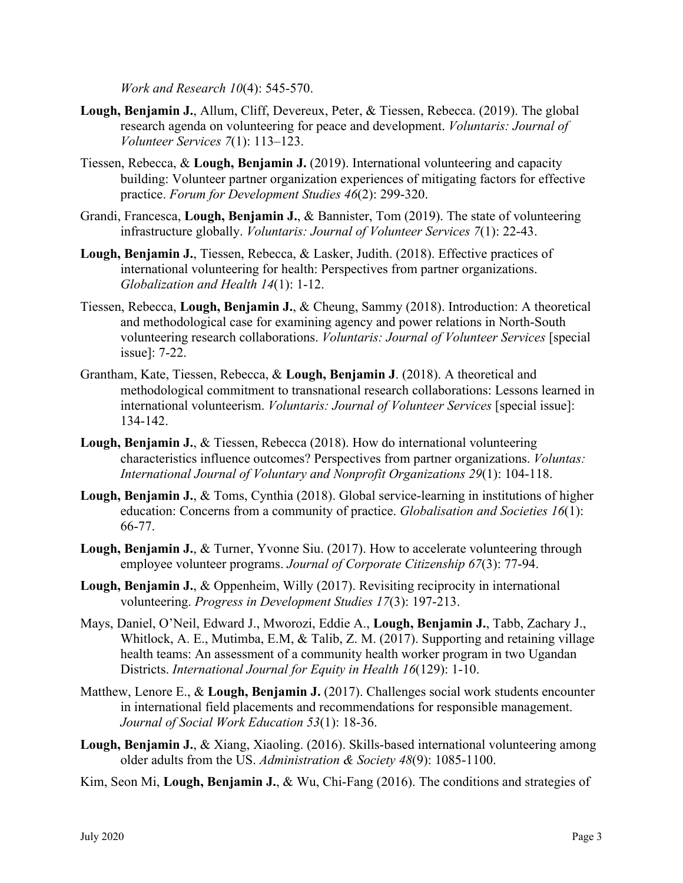*Work and Research 10*(4): 545-570.

**Lough, Benjamin J.**, Allum, Cliff, Devereux, Peter, & Tiessen, Rebecca. (2019). The global research agenda on volunteering for peace and development. *Voluntaris: Journal of Volunteer Services 7*(1): 113–123.

Tiessen, Rebecca, & **Lough, Benjamin J.** (2019). International volunteering and capacity building: Volunteer partner organization experiences of mitigating factors for effective practice. *Forum for Development Studies 46*(2): 299-320.

Grandi, Francesca, **Lough, Benjamin J.**, & Bannister, Tom (2019). The state of volunteering infrastructure globally. *Voluntaris: Journal of Volunteer Services 7*(1): 22-43.

**Lough, Benjamin J.**, Tiessen, Rebecca, & Lasker, Judith. (2018). Effective practices of international volunteering for health: Perspectives from partner organizations. *Globalization and Health 14*(1): 1-12.

Tiessen, Rebecca, **Lough, Benjamin J.**, & Cheung, Sammy (2018). Introduction: A theoretical and methodological case for examining agency and power relations in North-South volunteering research collaborations. *Voluntaris: Journal of Volunteer Services* [special issue]: 7-22.

Grantham, Kate, Tiessen, Rebecca, & **Lough, Benjamin J**. (2018). A theoretical and methodological commitment to transnational research collaborations: Lessons learned in international volunteerism. *Voluntaris: Journal of Volunteer Services* [special issue]: 134-142.

**Lough, Benjamin J.**, & Tiessen, Rebecca (2018). How do international volunteering characteristics influence outcomes? Perspectives from partner organizations. *Voluntas: International Journal of Voluntary and Nonprofit Organizations 29*(1): 104-118.

**Lough, Benjamin J.**, & Toms, Cynthia (2018). Global service-learning in institutions of higher education: Concerns from a community of practice. *Globalisation and Societies 16*(1): 66-77.

**Lough, Benjamin J.**, & Turner, Yvonne Siu. (2017). How to accelerate volunteering through employee volunteer programs. *Journal of Corporate Citizenship 67*(3): 77-94.

**Lough, Benjamin J.**, & Oppenheim, Willy (2017). Revisiting reciprocity in international volunteering. *Progress in Development Studies 17*(3): 197-213.

Mays, Daniel, O'Neil, Edward J., Mworozi, Eddie A., **Lough, Benjamin J.**, Tabb, Zachary J., Whitlock, A. E., Mutimba, E.M, & Talib, Z. M. (2017). Supporting and retaining village health teams: An assessment of a community health worker program in two Ugandan Districts. *International Journal for Equity in Health 16*(129): 1-10.

Matthew, Lenore E., & **Lough, Benjamin J.** (2017). Challenges social work students encounter in international field placements and recommendations for responsible management. *Journal of Social Work Education 53*(1): 18-36.

**Lough, Benjamin J.**, & Xiang, Xiaoling. (2016). Skills-based international volunteering among older adults from the US. *Administration & Society 48*(9): 1085-1100.

Kim, Seon Mi, **Lough, Benjamin J.**, & Wu, Chi-Fang (2016). The conditions and strategies of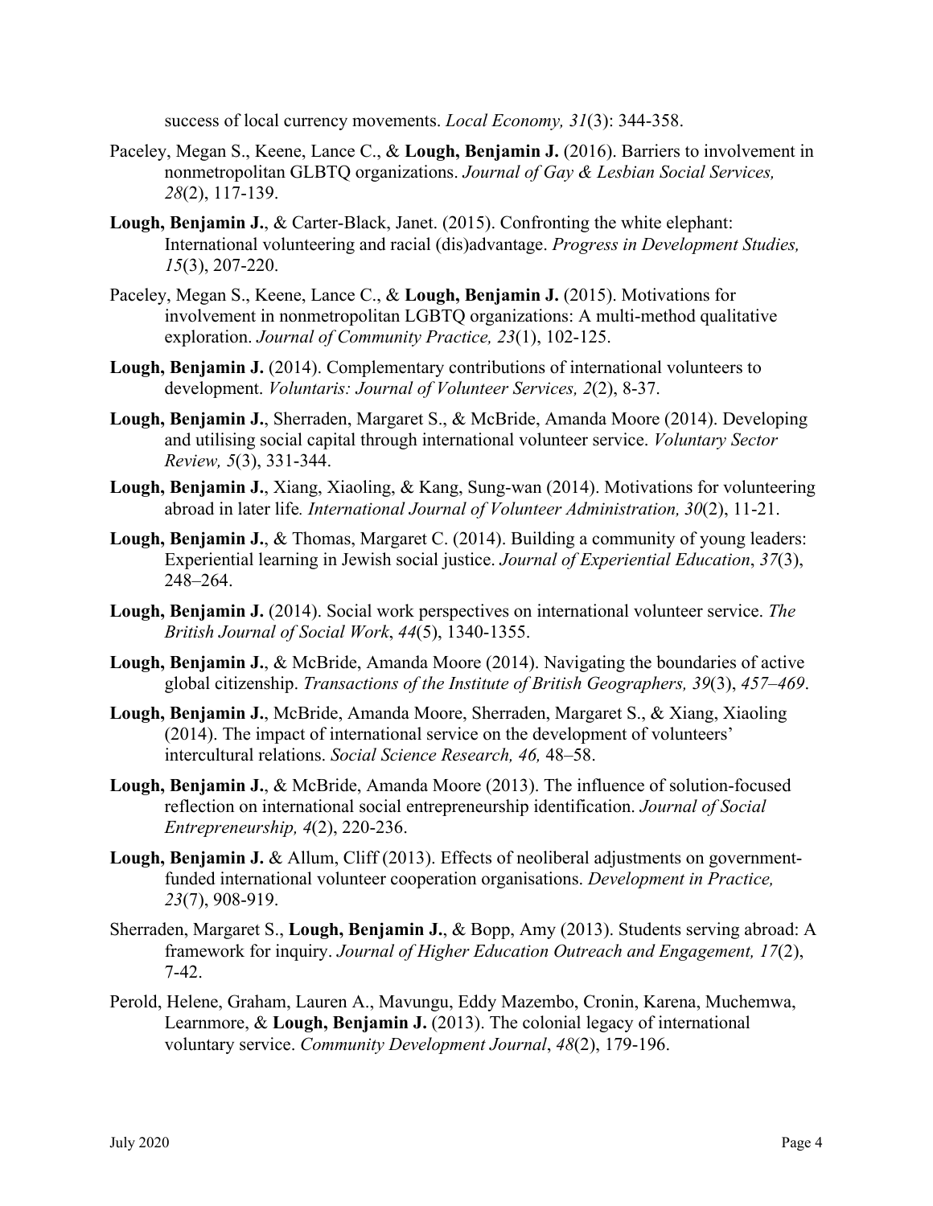success of local currency movements. *Local Economy, 31*(3): 344-358.

Paceley, Megan S., Keene, Lance C., & **Lough, Benjamin J.** (2016). Barriers to involvement in nonmetropolitan GLBTQ organizations. *Journal of Gay & Lesbian Social Services, 28*(2), 117-139.

**Lough, Benjamin J.**, & Carter-Black, Janet. (2015). Confronting the white elephant: International volunteering and racial (dis)advantage. *Progress in Development Studies, 15*(3), 207-220.

Paceley, Megan S., Keene, Lance C., & **Lough, Benjamin J.** (2015). Motivations for involvement in nonmetropolitan LGBTQ organizations: A multi-method qualitative exploration. *Journal of Community Practice, 23*(1), 102-125.

**Lough, Benjamin J.** (2014). Complementary contributions of international volunteers to development. *Voluntaris: Journal of Volunteer Services, 2*(2), 8-37.

**Lough, Benjamin J.**, Sherraden, Margaret S., & McBride, Amanda Moore (2014). Developing and utilising social capital through international volunteer service. *Voluntary Sector Review, 5*(3), 331-344.

**Lough, Benjamin J.**, Xiang, Xiaoling, & Kang, Sung-wan (2014). Motivations for volunteering abroad in later life*. International Journal of Volunteer Administration, 30*(2), 11-21.

**Lough, Benjamin J.**, & Thomas, Margaret C. (2014). Building a community of young leaders: Experiential learning in Jewish social justice. *Journal of Experiential Education*, *37*(3), 248–264.

**Lough, Benjamin J.** (2014). Social work perspectives on international volunteer service. *The British Journal of Social Work*, *44*(5), 1340-1355.

**Lough, Benjamin J.**, & McBride, Amanda Moore (2014). Navigating the boundaries of active global citizenship. *Transactions of the Institute of British Geographers, 39*(3), *457–469*.

**Lough, Benjamin J.**, McBride, Amanda Moore, Sherraden, Margaret S., & Xiang, Xiaoling (2014). The impact of international service on the development of volunteers' intercultural relations. *Social Science Research, 46,* 48–58.

**Lough, Benjamin J.**, & McBride, Amanda Moore (2013). The influence of solution-focused reflection on international social entrepreneurship identification. *Journal of Social Entrepreneurship, 4*(2), 220-236.

**Lough, Benjamin J.** & Allum, Cliff (2013). Effects of neoliberal adjustments on government-funded international volunteer cooperation organisations. *Development in Practice, 23*(7), 908-919.

Sherraden, Margaret S., **Lough, Benjamin J.**, & Bopp, Amy (2013). Students serving abroad: A framework for inquiry. *Journal of Higher Education Outreach and Engagement, 17*(2), 7-42.

Perold, Helene, Graham, Lauren A., Mavungu, Eddy Mazembo, Cronin, Karena, Muchemwa, Learnmore, & **Lough, Benjamin J.** (2013). The colonial legacy of international voluntary service. *Community Development Journal*, *48*(2), 179-196.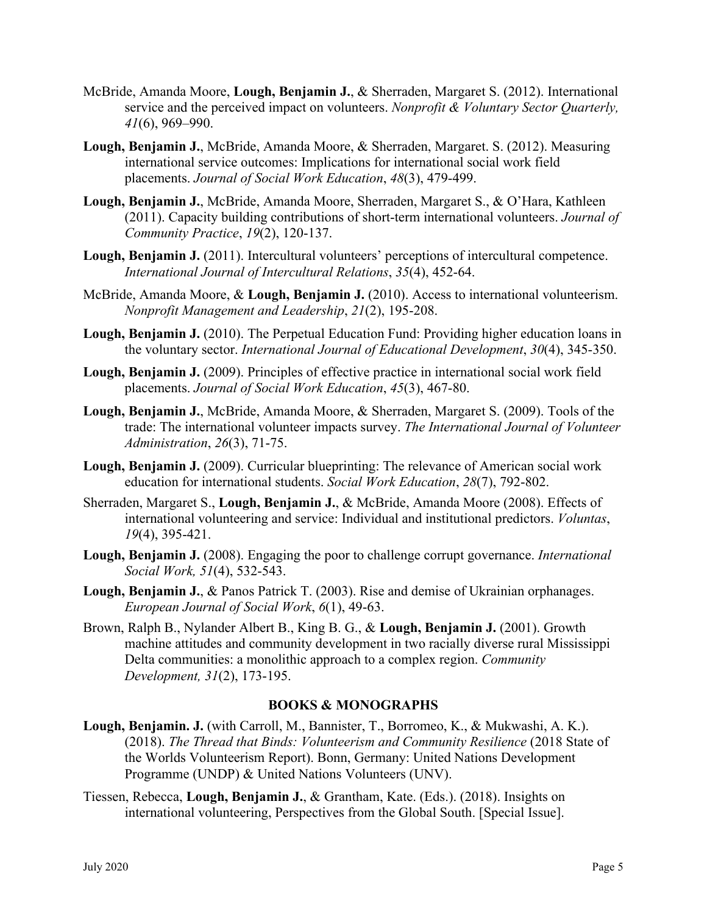McBride, Amanda Moore, **Lough, Benjamin J.**, & Sherraden, Margaret S. (2012). International service and the perceived impact on volunteers. *Nonprofit & Voluntary Sector Quarterly, 41*(6), 969–990.

**Lough, Benjamin J.**, McBride, Amanda Moore, & Sherraden, Margaret. S. (2012). Measuring international service outcomes: Implications for international social work field placements. *Journal of Social Work Education*, *48*(3), 479-499.

**Lough, Benjamin J.**, McBride, Amanda Moore, Sherraden, Margaret S., & O'Hara, Kathleen (2011). Capacity building contributions of short-term international volunteers. *Journal of Community Practice*, *19*(2), 120-137.

**Lough, Benjamin J.** (2011). Intercultural volunteers' perceptions of intercultural competence. *International Journal of Intercultural Relations*, *35*(4), 452-64.

McBride, Amanda Moore, & **Lough, Benjamin J.** (2010). Access to international volunteerism. *Nonprofit Management and Leadership*, *21*(2), 195-208.

**Lough, Benjamin J.** (2010). The Perpetual Education Fund: Providing higher education loans in the voluntary sector. *International Journal of Educational Development*, *30*(4), 345-350.

**Lough, Benjamin J.** (2009). Principles of effective practice in international social work field placements. *Journal of Social Work Education*, *45*(3), 467-80.

**Lough, Benjamin J.**, McBride, Amanda Moore, & Sherraden, Margaret S. (2009). Tools of the trade: The international volunteer impacts survey. *The International Journal of Volunteer Administration*, *26*(3), 71-75.

**Lough, Benjamin J.** (2009). Curricular blueprinting: The relevance of American social work education for international students. *Social Work Education*, *28*(7), 792-802.

Sherraden, Margaret S., **Lough, Benjamin J.**, & McBride, Amanda Moore (2008). Effects of international volunteering and service: Individual and institutional predictors. *Voluntas*, *19*(4), 395-421.

**Lough, Benjamin J.** (2008). Engaging the poor to challenge corrupt governance. *International Social Work, 51*(4), 532-543.

**Lough, Benjamin J.**, & Panos Patrick T. (2003). Rise and demise of Ukrainian orphanages. *European Journal of Social Work*, *6*(1), 49-63.

Brown, Ralph B., Nylander Albert B., King B. G., & **Lough, Benjamin J.** (2001). Growth machine attitudes and community development in two racially diverse rural Mississippi Delta communities: a monolithic approach to a complex region. *Community Development, 31*(2), 173-195.

## BOOKS & MONOGRAPHS

**Lough, Benjamin. J.** (with Carroll, M., Bannister, T., Borromeo, K., & Mukwashi, A. K.). (2018). *The Thread that Binds: Volunteerism and Community Resilience* (2018 State of the Worlds Volunteerism Report). Bonn, Germany: United Nations Development Programme (UNDP) & United Nations Volunteers (UNV).

Tiessen, Rebecca, **Lough, Benjamin J.**, & Grantham, Kate. (Eds.). (2018). Insights on international volunteering, Perspectives from the Global South. [Special Issue].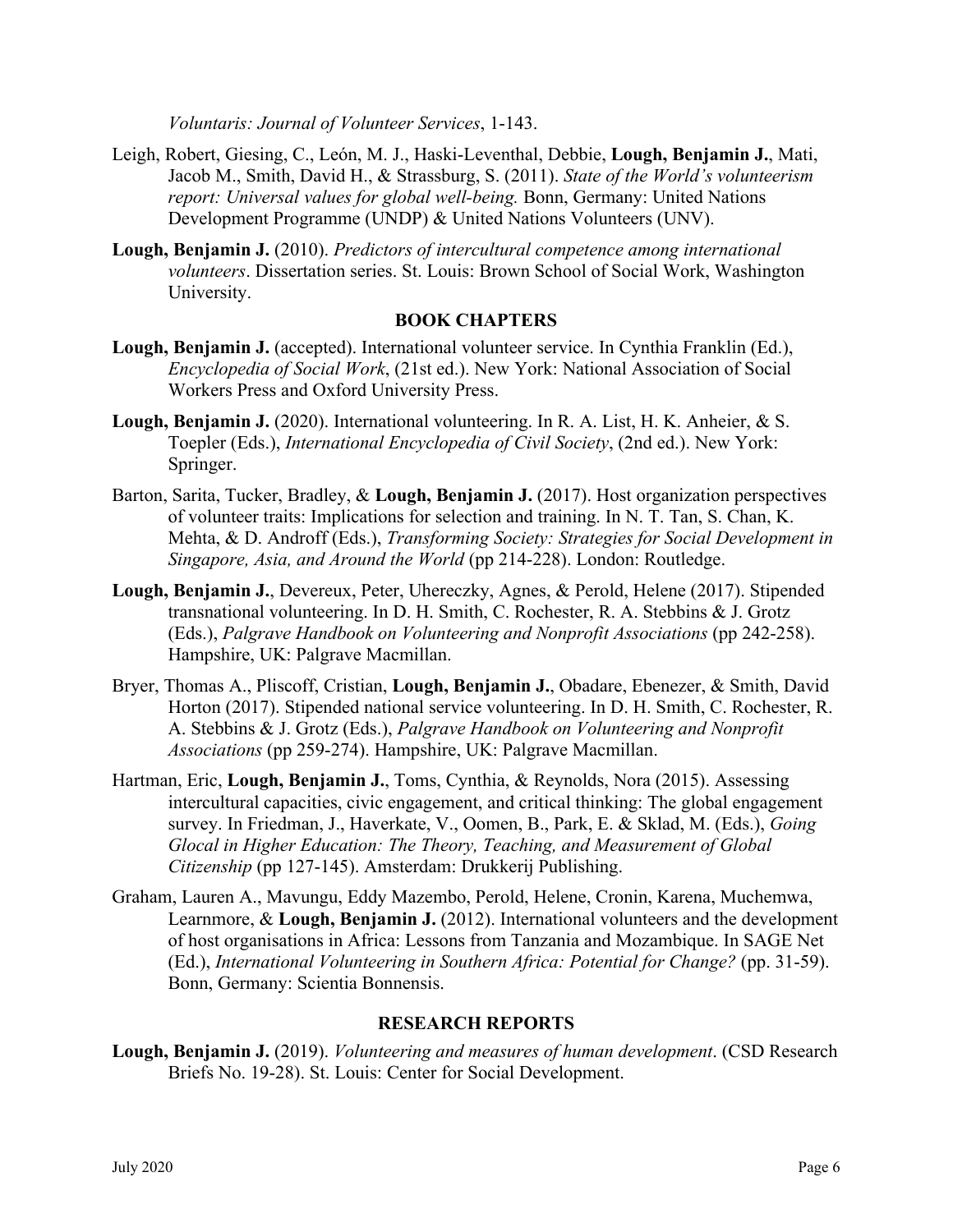*Voluntaris: Journal of Volunteer Services*, 1-143.

Leigh, Robert, Giesing, C., León, M. J., Haski-Leventhal, Debbie, **Lough, Benjamin J.**, Mati, Jacob M., Smith, David H., & Strassburg, S. (2011). *State of the World's volunteerism report: Universal values for global well-being.* Bonn, Germany: United Nations Development Programme (UNDP) & United Nations Volunteers (UNV).

**Lough, Benjamin J.** (2010). *Predictors of intercultural competence among international volunteers*. Dissertation series. St. Louis: Brown School of Social Work, Washington University.

## BOOK CHAPTERS

**Lough, Benjamin J.** (accepted). International volunteer service. In Cynthia Franklin (Ed.), *Encyclopedia of Social Work*, (21st ed.). New York: National Association of Social Workers Press and Oxford University Press.

**Lough, Benjamin J.** (2020). International volunteering. In R. A. List, H. K. Anheier, & S. Toepler (Eds.), *International Encyclopedia of Civil Society*, (2nd ed.). New York: Springer.

Barton, Sarita, Tucker, Bradley, & **Lough, Benjamin J.** (2017). Host organization perspectives of volunteer traits: Implications for selection and training. In N. T. Tan, S. Chan, K. Mehta, & D. Androff (Eds.), *Transforming Society: Strategies for Social Development in Singapore, Asia, and Around the World* (pp 214-228). London: Routledge.

**Lough, Benjamin J.**, Devereux, Peter, Uhereczky, Agnes, & Perold, Helene (2017). Stipended transnational volunteering. In D. H. Smith, C. Rochester, R. A. Stebbins & J. Grotz (Eds.), *Palgrave Handbook on Volunteering and Nonprofit Associations* (pp 242-258). Hampshire, UK: Palgrave Macmillan.

Bryer, Thomas A., Pliscoff, Cristian, **Lough, Benjamin J.**, Obadare, Ebenezer, & Smith, David Horton (2017). Stipended national service volunteering. In D. H. Smith, C. Rochester, R. A. Stebbins & J. Grotz (Eds.), *Palgrave Handbook on Volunteering and Nonprofit Associations* (pp 259-274). Hampshire, UK: Palgrave Macmillan.

Hartman, Eric, **Lough, Benjamin J.**, Toms, Cynthia, & Reynolds, Nora (2015). Assessing intercultural capacities, civic engagement, and critical thinking: The global engagement survey. In Friedman, J., Haverkate, V., Oomen, B., Park, E. & Sklad, M. (Eds.), *Going Glocal in Higher Education: The Theory, Teaching, and Measurement of Global Citizenship* (pp 127-145). Amsterdam: Drukkerij Publishing.

Graham, Lauren A., Mavungu, Eddy Mazembo, Perold, Helene, Cronin, Karena, Muchemwa, Learnmore, & **Lough, Benjamin J.** (2012). International volunteers and the development of host organisations in Africa: Lessons from Tanzania and Mozambique. In SAGE Net (Ed.), *International Volunteering in Southern Africa: Potential for Change?* (pp. 31-59). Bonn, Germany: Scientia Bonnensis.

## RESEARCH REPORTS

**Lough, Benjamin J.** (2019). *Volunteering and measures of human development*. (CSD Research Briefs No. 19-28). St. Louis: Center for Social Development.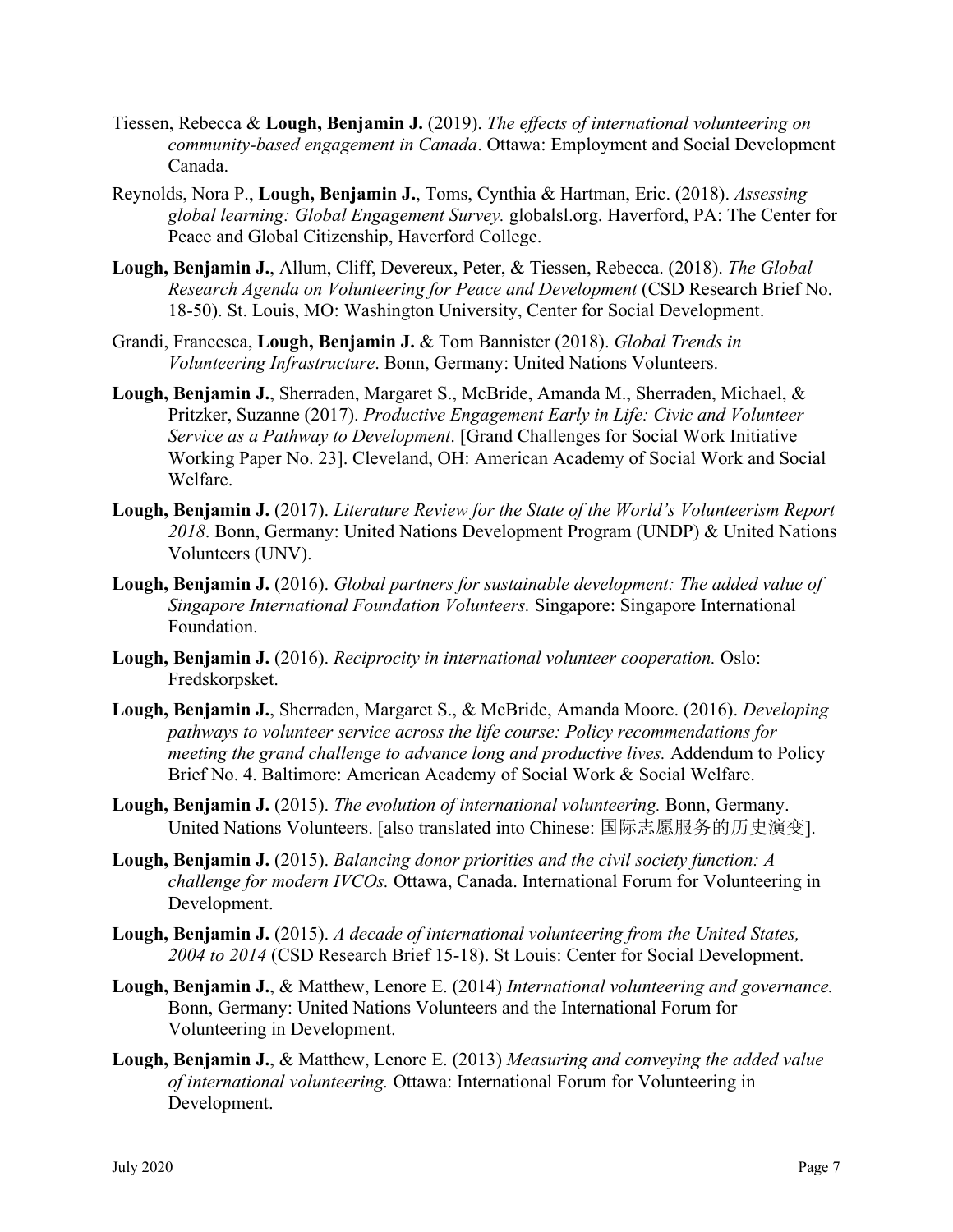Tiessen, Rebecca & **Lough, Benjamin J.** (2019). *The effects of international volunteering on community-based engagement in Canada*. Ottawa: Employment and Social Development Canada.

Reynolds, Nora P., **Lough, Benjamin J.**, Toms, Cynthia & Hartman, Eric. (2018). *Assessing global learning: Global Engagement Survey.* globalsl.org. Haverford, PA: The Center for Peace and Global Citizenship, Haverford College.

**Lough, Benjamin J.**, Allum, Cliff, Devereux, Peter, & Tiessen, Rebecca. (2018). *The Global Research Agenda on Volunteering for Peace and Development* (CSD Research Brief No. 18-50). St. Louis, MO: Washington University, Center for Social Development.

Grandi, Francesca, **Lough, Benjamin J.** & Tom Bannister (2018). *Global Trends in Volunteering Infrastructure*. Bonn, Germany: United Nations Volunteers.

**Lough, Benjamin J.**, Sherraden, Margaret S., McBride, Amanda M., Sherraden, Michael, & Pritzker, Suzanne (2017). *Productive Engagement Early in Life: Civic and Volunteer Service as a Pathway to Development*. [Grand Challenges for Social Work Initiative Working Paper No. 23]. Cleveland, OH: American Academy of Social Work and Social Welfare.

**Lough, Benjamin J.** (2017). *Literature Review for the State of the World's Volunteerism Report 2018*. Bonn, Germany: United Nations Development Program (UNDP) & United Nations Volunteers (UNV).

**Lough, Benjamin J.** (2016). *Global partners for sustainable development: The added value of Singapore International Foundation Volunteers.* Singapore: Singapore International Foundation.

**Lough, Benjamin J.** (2016). *Reciprocity in international volunteer cooperation.* Oslo: Fredskorpsket.

**Lough, Benjamin J.**, Sherraden, Margaret S., & McBride, Amanda Moore. (2016). *Developing pathways to volunteer service across the life course: Policy recommendations for meeting the grand challenge to advance long and productive lives.* Addendum to Policy Brief No. 4. Baltimore: American Academy of Social Work & Social Welfare.

**Lough, Benjamin J.** (2015). *The evolution of international volunteering.* Bonn, Germany. United Nations Volunteers. [also translated into Chinese: 国际志愿服务的历史演变].

**Lough, Benjamin J.** (2015). *Balancing donor priorities and the civil society function: A challenge for modern IVCOs.* Ottawa, Canada. International Forum for Volunteering in Development.

**Lough, Benjamin J.** (2015). *A decade of international volunteering from the United States, 2004 to 2014* (CSD Research Brief 15-18). St Louis: Center for Social Development.

**Lough, Benjamin J.**, & Matthew, Lenore E. (2014) *International volunteering and governance.* Bonn, Germany: United Nations Volunteers and the International Forum for Volunteering in Development.

**Lough, Benjamin J.**, & Matthew, Lenore E. (2013) *Measuring and conveying the added value of international volunteering.* Ottawa: International Forum for Volunteering in Development.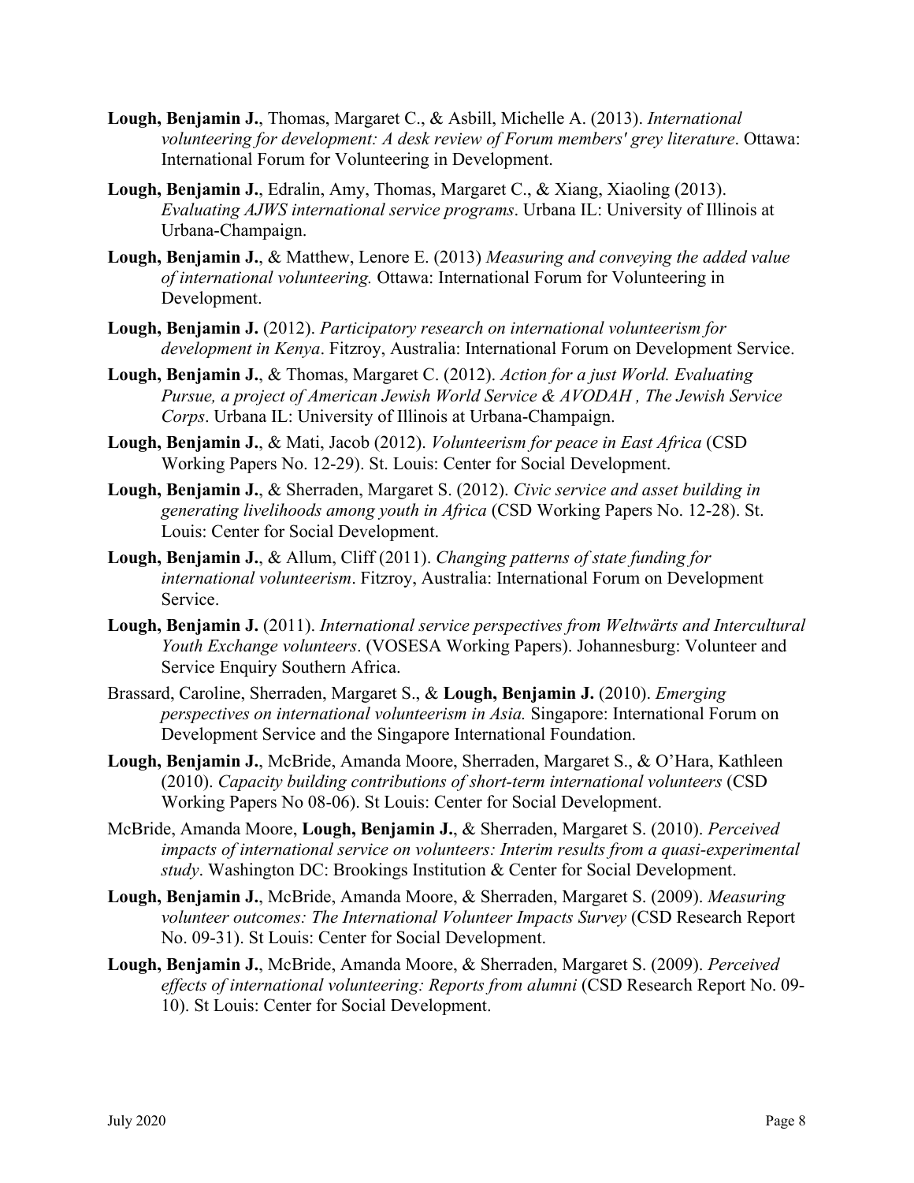**Lough, Benjamin J.**, Thomas, Margaret C., & Asbill, Michelle A. (2013). *International volunteering for development: A desk review of Forum members' grey literature*. Ottawa: International Forum for Volunteering in Development.

**Lough, Benjamin J.**, Edralin, Amy, Thomas, Margaret C., & Xiang, Xiaoling (2013). *Evaluating AJWS international service programs*. Urbana IL: University of Illinois at Urbana-Champaign.

**Lough, Benjamin J.**, & Matthew, Lenore E. (2013) *Measuring and conveying the added value of international volunteering.* Ottawa: International Forum for Volunteering in Development.

**Lough, Benjamin J.** (2012). *Participatory research on international volunteerism for development in Kenya*. Fitzroy, Australia: International Forum on Development Service.

**Lough, Benjamin J.**, & Thomas, Margaret C. (2012). *Action for a just World. Evaluating Pursue, a project of American Jewish World Service & AVODAH , The Jewish Service Corps*. Urbana IL: University of Illinois at Urbana-Champaign.

**Lough, Benjamin J.**, & Mati, Jacob (2012). *Volunteerism for peace in East Africa* (CSD Working Papers No. 12-29). St. Louis: Center for Social Development.

**Lough, Benjamin J.**, & Sherraden, Margaret S. (2012). *Civic service and asset building in generating livelihoods among youth in Africa* (CSD Working Papers No. 12-28). St. Louis: Center for Social Development.

**Lough, Benjamin J.**, & Allum, Cliff (2011). *Changing patterns of state funding for international volunteerism*. Fitzroy, Australia: International Forum on Development Service.

**Lough, Benjamin J.** (2011). *International service perspectives from Weltwärts and Intercultural Youth Exchange volunteers*. (VOSESA Working Papers). Johannesburg: Volunteer and Service Enquiry Southern Africa.

Brassard, Caroline, Sherraden, Margaret S., & **Lough, Benjamin J.** (2010). *Emerging perspectives on international volunteerism in Asia.* Singapore: International Forum on Development Service and the Singapore International Foundation.

**Lough, Benjamin J.**, McBride, Amanda Moore, Sherraden, Margaret S., & O'Hara, Kathleen (2010). *Capacity building contributions of short-term international volunteers* (CSD Working Papers No 08-06). St Louis: Center for Social Development.

McBride, Amanda Moore, **Lough, Benjamin J.**, & Sherraden, Margaret S. (2010). *Perceived impacts of international service on volunteers: Interim results from a quasi-experimental study*. Washington DC: Brookings Institution & Center for Social Development.

**Lough, Benjamin J.**, McBride, Amanda Moore, & Sherraden, Margaret S. (2009). *Measuring volunteer outcomes: The International Volunteer Impacts Survey* (CSD Research Report No. 09-31). St Louis: Center for Social Development.

**Lough, Benjamin J.**, McBride, Amanda Moore, & Sherraden, Margaret S. (2009). *Perceived effects of international volunteering: Reports from alumni* (CSD Research Report No. 09-10). St Louis: Center for Social Development.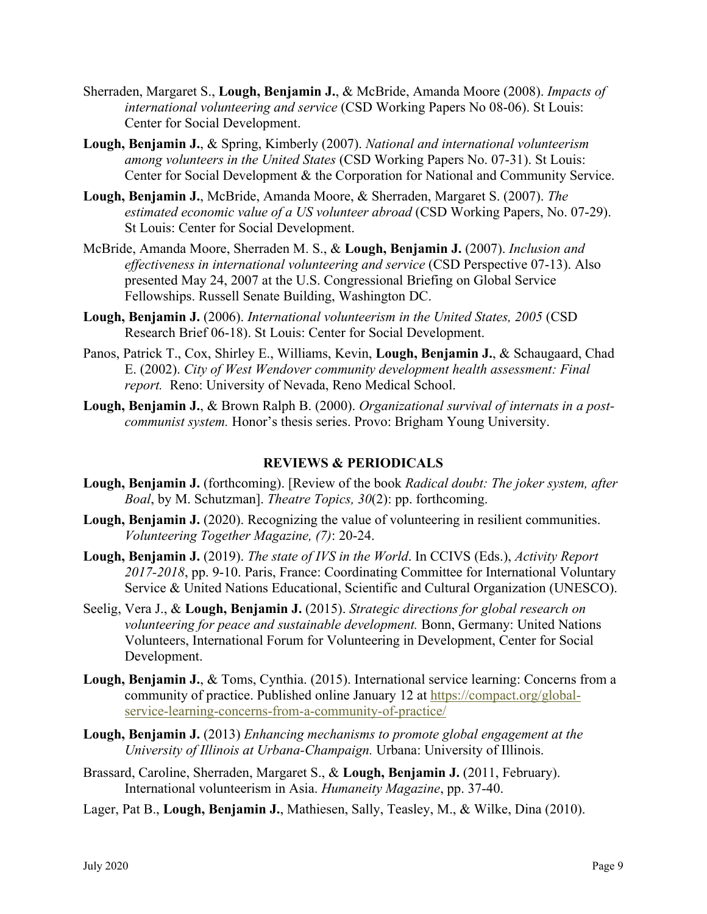Sherraden, Margaret S., **Lough, Benjamin J.**, & McBride, Amanda Moore (2008). *Impacts of international volunteering and service* (CSD Working Papers No 08-06). St Louis: Center for Social Development.

**Lough, Benjamin J.**, & Spring, Kimberly (2007). *National and international volunteerism among volunteers in the United States* (CSD Working Papers No. 07-31). St Louis: Center for Social Development & the Corporation for National and Community Service.

**Lough, Benjamin J.**, McBride, Amanda Moore, & Sherraden, Margaret S. (2007). *The estimated economic value of a US volunteer abroad* (CSD Working Papers, No. 07-29). St Louis: Center for Social Development.

McBride, Amanda Moore, Sherraden M. S., & **Lough, Benjamin J.** (2007). *Inclusion and effectiveness in international volunteering and service* (CSD Perspective 07-13). Also presented May 24, 2007 at the U.S. Congressional Briefing on Global Service Fellowships. Russell Senate Building, Washington DC.

**Lough, Benjamin J.** (2006). *International volunteerism in the United States, 2005* (CSD Research Brief 06-18). St Louis: Center for Social Development.

Panos, Patrick T., Cox, Shirley E., Williams, Kevin, **Lough, Benjamin J.**, & Schaugaard, Chad E. (2002). *City of West Wendover community development health assessment: Final report.* Reno: University of Nevada, Reno Medical School.

**Lough, Benjamin J.**, & Brown Ralph B. (2000). *Organizational survival of internats in a post-communist system.* Honor's thesis series. Provo: Brigham Young University.

## REVIEWS & PERIODICALS

**Lough, Benjamin J.** (forthcoming). [Review of the book *Radical doubt: The joker system, after Boal*, by M. Schutzman]. *Theatre Topics, 30*(2): pp. forthcoming.

**Lough, Benjamin J.** (2020). Recognizing the value of volunteering in resilient communities. *Volunteering Together Magazine, (7)*: 20-24.

**Lough, Benjamin J.** (2019). *The state of IVS in the World*. In CCIVS (Eds.), *Activity Report 2017-2018*, pp. 9-10. Paris, France: Coordinating Committee for International Voluntary Service & United Nations Educational, Scientific and Cultural Organization (UNESCO).

Seelig, Vera J., & **Lough, Benjamin J.** (2015). *Strategic directions for global research on volunteering for peace and sustainable development.* Bonn, Germany: United Nations Volunteers, International Forum for Volunteering in Development, Center for Social Development.

**Lough, Benjamin J.**, & Toms, Cynthia. (2015). International service learning: Concerns from a community of practice. Published online January 12 at https://compact.org/global-service-learning-concerns-from-a-community-of-practice/

**Lough, Benjamin J.** (2013) *Enhancing mechanisms to promote global engagement at the University of Illinois at Urbana-Champaign.* Urbana: University of Illinois.

Brassard, Caroline, Sherraden, Margaret S., & **Lough, Benjamin J.** (2011, February). International volunteerism in Asia. *Humaneity Magazine*, pp. 37-40.

Lager, Pat B., **Lough, Benjamin J.**, Mathiesen, Sally, Teasley, M., & Wilke, Dina (2010).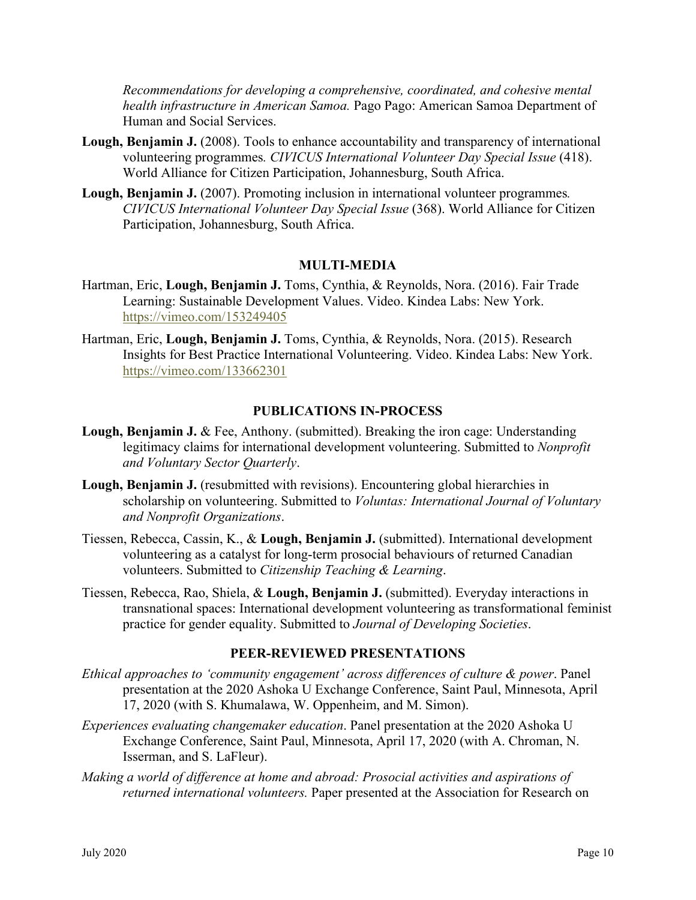*Recommendations for developing a comprehensive, coordinated, and cohesive mental health infrastructure in American Samoa.* Pago Pago: American Samoa Department of Human and Social Services.

**Lough, Benjamin J.** (2008). Tools to enhance accountability and transparency of international volunteering programmes*. CIVICUS International Volunteer Day Special Issue* (418). World Alliance for Citizen Participation, Johannesburg, South Africa.

**Lough, Benjamin J.** (2007). Promoting inclusion in international volunteer programmes*. CIVICUS International Volunteer Day Special Issue* (368). World Alliance for Citizen Participation, Johannesburg, South Africa.

## MULTI-MEDIA

Hartman, Eric, **Lough, Benjamin J.** Toms, Cynthia, & Reynolds, Nora. (2016). Fair Trade Learning: Sustainable Development Values. Video. Kindea Labs: New York. https://vimeo.com/153249405

Hartman, Eric, **Lough, Benjamin J.** Toms, Cynthia, & Reynolds, Nora. (2015). Research Insights for Best Practice International Volunteering. Video. Kindea Labs: New York. https://vimeo.com/133662301

## PUBLICATIONS IN-PROCESS

**Lough, Benjamin J.** & Fee, Anthony. (submitted). Breaking the iron cage: Understanding legitimacy claims for international development volunteering. Submitted to *Nonprofit and Voluntary Sector Quarterly*.

**Lough, Benjamin J.** (resubmitted with revisions). Encountering global hierarchies in scholarship on volunteering. Submitted to *Voluntas: International Journal of Voluntary and Nonprofit Organizations*.

Tiessen, Rebecca, Cassin, K., & **Lough, Benjamin J.** (submitted). International development volunteering as a catalyst for long-term prosocial behaviours of returned Canadian volunteers. Submitted to *Citizenship Teaching & Learning*.

Tiessen, Rebecca, Rao, Shiela, & **Lough, Benjamin J.** (submitted). Everyday interactions in transnational spaces: International development volunteering as transformational feminist practice for gender equality. Submitted to *Journal of Developing Societies*.

## PEER-REVIEWED PRESENTATIONS

*Ethical approaches to 'community engagement' across differences of culture & power*. Panel presentation at the 2020 Ashoka U Exchange Conference, Saint Paul, Minnesota, April 17, 2020 (with S. Khumalawa, W. Oppenheim, and M. Simon).

*Experiences evaluating changemaker education*. Panel presentation at the 2020 Ashoka U Exchange Conference, Saint Paul, Minnesota, April 17, 2020 (with A. Chroman, N. Isserman, and S. LaFleur).

*Making a world of difference at home and abroad: Prosocial activities and aspirations of returned international volunteers.* Paper presented at the Association for Research on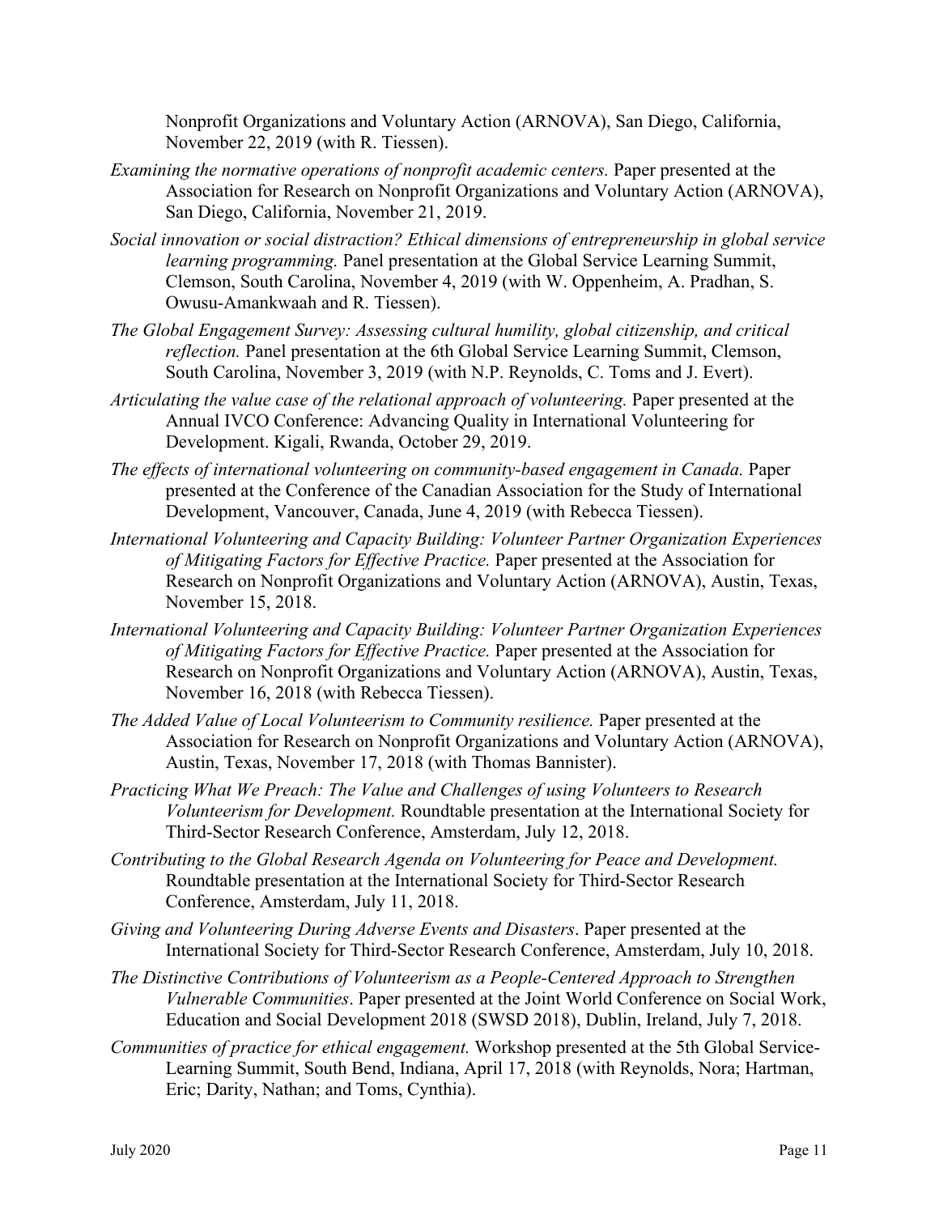Nonprofit Organizations and Voluntary Action (ARNOVA), San Diego, California, November 22, 2019 (with R. Tiessen).

*Examining the normative operations of nonprofit academic centers.* Paper presented at the Association for Research on Nonprofit Organizations and Voluntary Action (ARNOVA), San Diego, California, November 21, 2019.

*Social innovation or social distraction? Ethical dimensions of entrepreneurship in global service learning programming.* Panel presentation at the Global Service Learning Summit, Clemson, South Carolina, November 4, 2019 (with W. Oppenheim, A. Pradhan, S. Owusu-Amankwaah and R. Tiessen).

*The Global Engagement Survey: Assessing cultural humility, global citizenship, and critical reflection.* Panel presentation at the 6th Global Service Learning Summit, Clemson, South Carolina, November 3, 2019 (with N.P. Reynolds, C. Toms and J. Evert).

*Articulating the value case of the relational approach of volunteering.* Paper presented at the Annual IVCO Conference: Advancing Quality in International Volunteering for Development. Kigali, Rwanda, October 29, 2019.

*The effects of international volunteering on community-based engagement in Canada.* Paper presented at the Conference of the Canadian Association for the Study of International Development, Vancouver, Canada, June 4, 2019 (with Rebecca Tiessen).

*International Volunteering and Capacity Building: Volunteer Partner Organization Experiences of Mitigating Factors for Effective Practice.* Paper presented at the Association for Research on Nonprofit Organizations and Voluntary Action (ARNOVA), Austin, Texas, November 15, 2018.

*International Volunteering and Capacity Building: Volunteer Partner Organization Experiences of Mitigating Factors for Effective Practice.* Paper presented at the Association for Research on Nonprofit Organizations and Voluntary Action (ARNOVA), Austin, Texas, November 16, 2018 (with Rebecca Tiessen).

*The Added Value of Local Volunteerism to Community resilience.* Paper presented at the Association for Research on Nonprofit Organizations and Voluntary Action (ARNOVA), Austin, Texas, November 17, 2018 (with Thomas Bannister).

*Practicing What We Preach: The Value and Challenges of using Volunteers to Research Volunteerism for Development.* Roundtable presentation at the International Society for Third-Sector Research Conference, Amsterdam, July 12, 2018.

*Contributing to the Global Research Agenda on Volunteering for Peace and Development.* Roundtable presentation at the International Society for Third-Sector Research Conference, Amsterdam, July 11, 2018.

*Giving and Volunteering During Adverse Events and Disasters*. Paper presented at the International Society for Third-Sector Research Conference, Amsterdam, July 10, 2018.

*The Distinctive Contributions of Volunteerism as a People-Centered Approach to Strengthen Vulnerable Communities*. Paper presented at the Joint World Conference on Social Work, Education and Social Development 2018 (SWSD 2018), Dublin, Ireland, July 7, 2018.

*Communities of practice for ethical engagement.* Workshop presented at the 5th Global Service-Learning Summit, South Bend, Indiana, April 17, 2018 (with Reynolds, Nora; Hartman, Eric; Darity, Nathan; and Toms, Cynthia).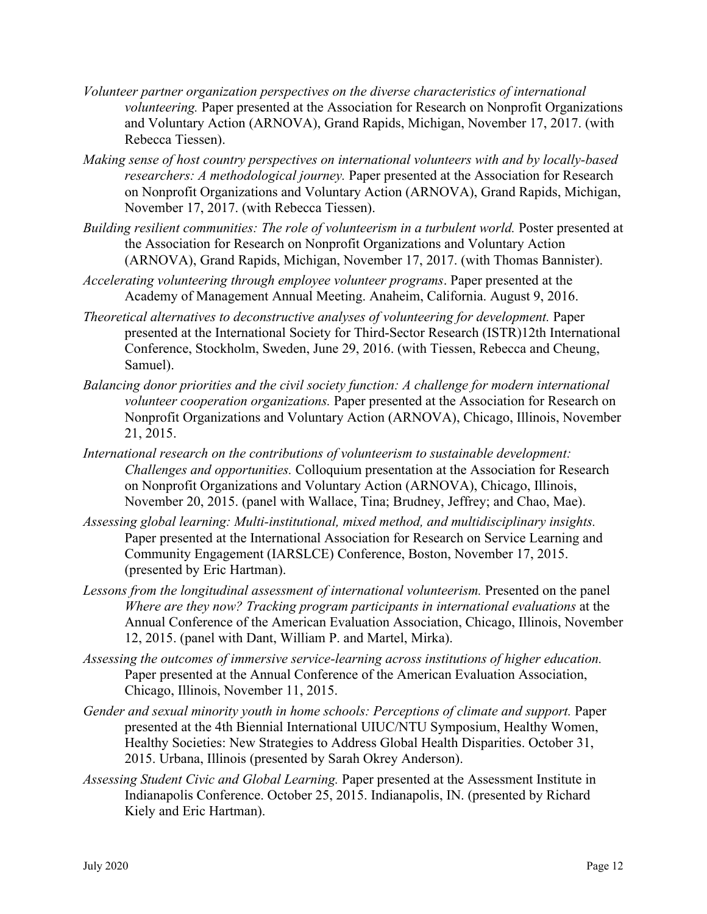*Volunteer partner organization perspectives on the diverse characteristics of international volunteering.* Paper presented at the Association for Research on Nonprofit Organizations and Voluntary Action (ARNOVA), Grand Rapids, Michigan, November 17, 2017. (with Rebecca Tiessen).

*Making sense of host country perspectives on international volunteers with and by locally-based researchers: A methodological journey.* Paper presented at the Association for Research on Nonprofit Organizations and Voluntary Action (ARNOVA), Grand Rapids, Michigan, November 17, 2017. (with Rebecca Tiessen).

*Building resilient communities: The role of volunteerism in a turbulent world.* Poster presented at the Association for Research on Nonprofit Organizations and Voluntary Action (ARNOVA), Grand Rapids, Michigan, November 17, 2017. (with Thomas Bannister).

*Accelerating volunteering through employee volunteer programs*. Paper presented at the Academy of Management Annual Meeting. Anaheim, California. August 9, 2016.

*Theoretical alternatives to deconstructive analyses of volunteering for development.* Paper presented at the International Society for Third-Sector Research (ISTR)12th International Conference, Stockholm, Sweden, June 29, 2016. (with Tiessen, Rebecca and Cheung, Samuel).

*Balancing donor priorities and the civil society function: A challenge for modern international volunteer cooperation organizations.* Paper presented at the Association for Research on Nonprofit Organizations and Voluntary Action (ARNOVA), Chicago, Illinois, November 21, 2015.

*International research on the contributions of volunteerism to sustainable development: Challenges and opportunities.* Colloquium presentation at the Association for Research on Nonprofit Organizations and Voluntary Action (ARNOVA), Chicago, Illinois, November 20, 2015. (panel with Wallace, Tina; Brudney, Jeffrey; and Chao, Mae).

*Assessing global learning: Multi-institutional, mixed method, and multidisciplinary insights.* Paper presented at the International Association for Research on Service Learning and Community Engagement (IARSLCE) Conference, Boston, November 17, 2015. (presented by Eric Hartman).

*Lessons from the longitudinal assessment of international volunteerism.* Presented on the panel *Where are they now? Tracking program participants in international evaluations* at the Annual Conference of the American Evaluation Association, Chicago, Illinois, November 12, 2015. (panel with Dant, William P. and Martel, Mirka).

*Assessing the outcomes of immersive service-learning across institutions of higher education.* Paper presented at the Annual Conference of the American Evaluation Association, Chicago, Illinois, November 11, 2015.

*Gender and sexual minority youth in home schools: Perceptions of climate and support.* Paper presented at the 4th Biennial International UIUC/NTU Symposium, Healthy Women, Healthy Societies: New Strategies to Address Global Health Disparities. October 31, 2015. Urbana, Illinois (presented by Sarah Okrey Anderson).

*Assessing Student Civic and Global Learning.* Paper presented at the Assessment Institute in Indianapolis Conference. October 25, 2015. Indianapolis, IN. (presented by Richard Kiely and Eric Hartman).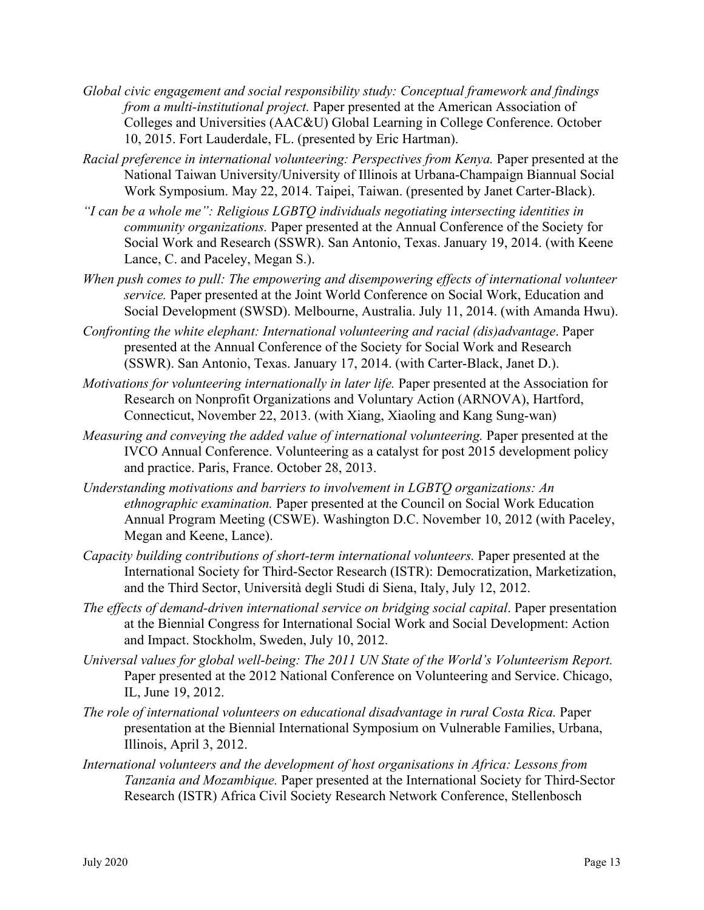*Global civic engagement and social responsibility study: Conceptual framework and findings from a multi-institutional project.* Paper presented at the American Association of Colleges and Universities (AAC&U) Global Learning in College Conference. October 10, 2015. Fort Lauderdale, FL. (presented by Eric Hartman).

*Racial preference in international volunteering: Perspectives from Kenya.* Paper presented at the National Taiwan University/University of Illinois at Urbana-Champaign Biannual Social Work Symposium. May 22, 2014. Taipei, Taiwan. (presented by Janet Carter-Black).

*"I can be a whole me": Religious LGBTQ individuals negotiating intersecting identities in community organizations.* Paper presented at the Annual Conference of the Society for Social Work and Research (SSWR). San Antonio, Texas. January 19, 2014. (with Keene Lance, C. and Paceley, Megan S.).

*When push comes to pull: The empowering and disempowering effects of international volunteer service.* Paper presented at the Joint World Conference on Social Work, Education and Social Development (SWSD). Melbourne, Australia. July 11, 2014. (with Amanda Hwu).

*Confronting the white elephant: International volunteering and racial (dis)advantage*. Paper presented at the Annual Conference of the Society for Social Work and Research (SSWR). San Antonio, Texas. January 17, 2014. (with Carter-Black, Janet D.).

*Motivations for volunteering internationally in later life.* Paper presented at the Association for Research on Nonprofit Organizations and Voluntary Action (ARNOVA), Hartford, Connecticut, November 22, 2013. (with Xiang, Xiaoling and Kang Sung-wan)

*Measuring and conveying the added value of international volunteering.* Paper presented at the IVCO Annual Conference. Volunteering as a catalyst for post 2015 development policy and practice. Paris, France. October 28, 2013.

*Understanding motivations and barriers to involvement in LGBTQ organizations: An ethnographic examination.* Paper presented at the Council on Social Work Education Annual Program Meeting (CSWE). Washington D.C. November 10, 2012 (with Paceley, Megan and Keene, Lance).

*Capacity building contributions of short-term international volunteers.* Paper presented at the International Society for Third-Sector Research (ISTR): Democratization, Marketization, and the Third Sector, Università degli Studi di Siena, Italy, July 12, 2012.

*The effects of demand-driven international service on bridging social capital*. Paper presentation at the Biennial Congress for International Social Work and Social Development: Action and Impact. Stockholm, Sweden, July 10, 2012.

*Universal values for global well-being: The 2011 UN State of the World's Volunteerism Report.* Paper presented at the 2012 National Conference on Volunteering and Service. Chicago, IL, June 19, 2012.

*The role of international volunteers on educational disadvantage in rural Costa Rica.* Paper presentation at the Biennial International Symposium on Vulnerable Families, Urbana, Illinois, April 3, 2012.

*International volunteers and the development of host organisations in Africa: Lessons from Tanzania and Mozambique.* Paper presented at the International Society for Third-Sector Research (ISTR) Africa Civil Society Research Network Conference, Stellenbosch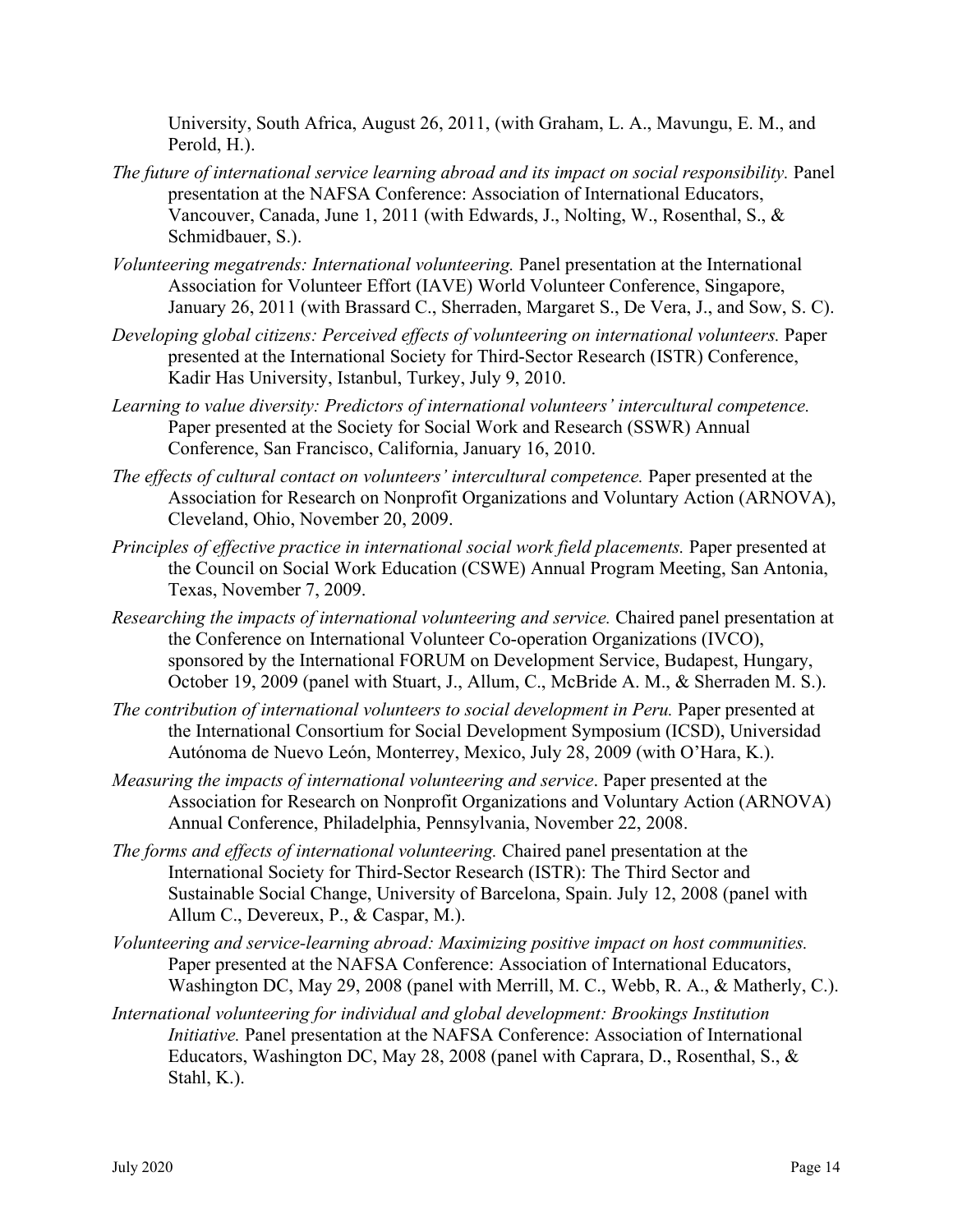University, South Africa, August 26, 2011, (with Graham, L. A., Mavungu, E. M., and Perold, H.).

*The future of international service learning abroad and its impact on social responsibility.* Panel presentation at the NAFSA Conference: Association of International Educators, Vancouver, Canada, June 1, 2011 (with Edwards, J., Nolting, W., Rosenthal, S., & Schmidbauer, S.).

*Volunteering megatrends: International volunteering.* Panel presentation at the International Association for Volunteer Effort (IAVE) World Volunteer Conference, Singapore, January 26, 2011 (with Brassard C., Sherraden, Margaret S., De Vera, J., and Sow, S. C).

*Developing global citizens: Perceived effects of volunteering on international volunteers.* Paper presented at the International Society for Third-Sector Research (ISTR) Conference, Kadir Has University, Istanbul, Turkey, July 9, 2010.

*Learning to value diversity: Predictors of international volunteers' intercultural competence.* Paper presented at the Society for Social Work and Research (SSWR) Annual Conference, San Francisco, California, January 16, 2010.

*The effects of cultural contact on volunteers' intercultural competence.* Paper presented at the Association for Research on Nonprofit Organizations and Voluntary Action (ARNOVA), Cleveland, Ohio, November 20, 2009.

*Principles of effective practice in international social work field placements.* Paper presented at the Council on Social Work Education (CSWE) Annual Program Meeting, San Antonia, Texas, November 7, 2009.

*Researching the impacts of international volunteering and service.* Chaired panel presentation at the Conference on International Volunteer Co-operation Organizations (IVCO), sponsored by the International FORUM on Development Service, Budapest, Hungary, October 19, 2009 (panel with Stuart, J., Allum, C., McBride A. M., & Sherraden M. S.).

*The contribution of international volunteers to social development in Peru.* Paper presented at the International Consortium for Social Development Symposium (ICSD), Universidad Autónoma de Nuevo León, Monterrey, Mexico, July 28, 2009 (with O'Hara, K.).

*Measuring the impacts of international volunteering and service*. Paper presented at the Association for Research on Nonprofit Organizations and Voluntary Action (ARNOVA) Annual Conference, Philadelphia, Pennsylvania, November 22, 2008.

*The forms and effects of international volunteering.* Chaired panel presentation at the International Society for Third-Sector Research (ISTR): The Third Sector and Sustainable Social Change, University of Barcelona, Spain. July 12, 2008 (panel with Allum C., Devereux, P., & Caspar, M.).

*Volunteering and service-learning abroad: Maximizing positive impact on host communities.* Paper presented at the NAFSA Conference: Association of International Educators, Washington DC, May 29, 2008 (panel with Merrill, M. C., Webb, R. A., & Matherly, C.).

*International volunteering for individual and global development: Brookings Institution Initiative.* Panel presentation at the NAFSA Conference: Association of International Educators, Washington DC, May 28, 2008 (panel with Caprara, D., Rosenthal, S., & Stahl, K.).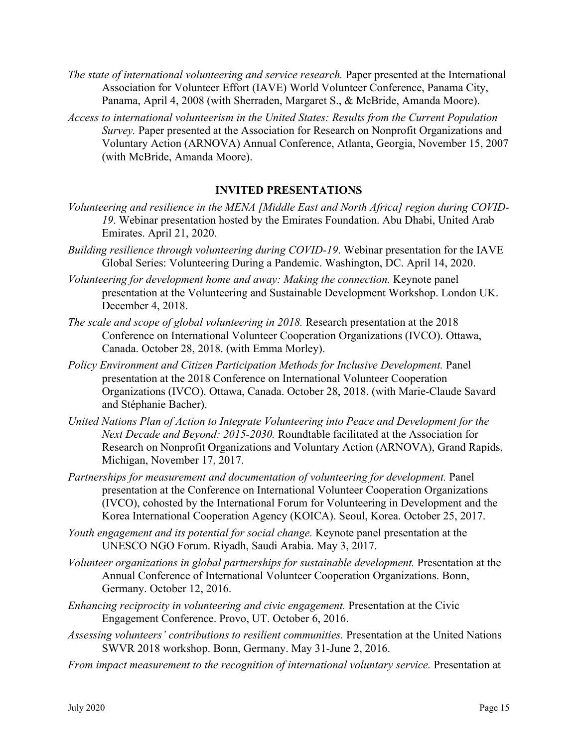*The state of international volunteering and service research.* Paper presented at the International Association for Volunteer Effort (IAVE) World Volunteer Conference, Panama City, Panama, April 4, 2008 (with Sherraden, Margaret S., & McBride, Amanda Moore).

*Access to international volunteerism in the United States: Results from the Current Population Survey.* Paper presented at the Association for Research on Nonprofit Organizations and Voluntary Action (ARNOVA) Annual Conference, Atlanta, Georgia, November 15, 2007 (with McBride, Amanda Moore).

## INVITED PRESENTATIONS

*Volunteering and resilience in the MENA [Middle East and North Africa] region during COVID-19*. Webinar presentation hosted by the Emirates Foundation. Abu Dhabi, United Arab Emirates. April 21, 2020.

*Building resilience through volunteering during COVID-19*. Webinar presentation for the IAVE Global Series: Volunteering During a Pandemic. Washington, DC. April 14, 2020.

*Volunteering for development home and away: Making the connection.* Keynote panel presentation at the Volunteering and Sustainable Development Workshop. London UK. December 4, 2018.

*The scale and scope of global volunteering in 2018.* Research presentation at the 2018 Conference on International Volunteer Cooperation Organizations (IVCO). Ottawa, Canada. October 28, 2018. (with Emma Morley).

*Policy Environment and Citizen Participation Methods for Inclusive Development.* Panel presentation at the 2018 Conference on International Volunteer Cooperation Organizations (IVCO). Ottawa, Canada. October 28, 2018. (with Marie-Claude Savard and Stéphanie Bacher).

*United Nations Plan of Action to Integrate Volunteering into Peace and Development for the Next Decade and Beyond: 2015-2030.* Roundtable facilitated at the Association for Research on Nonprofit Organizations and Voluntary Action (ARNOVA), Grand Rapids, Michigan, November 17, 2017.

*Partnerships for measurement and documentation of volunteering for development.* Panel presentation at the Conference on International Volunteer Cooperation Organizations (IVCO), cohosted by the International Forum for Volunteering in Development and the Korea International Cooperation Agency (KOICA). Seoul, Korea. October 25, 2017.

*Youth engagement and its potential for social change.* Keynote panel presentation at the UNESCO NGO Forum. Riyadh, Saudi Arabia. May 3, 2017.

*Volunteer organizations in global partnerships for sustainable development.* Presentation at the Annual Conference of International Volunteer Cooperation Organizations. Bonn, Germany. October 12, 2016.

*Enhancing reciprocity in volunteering and civic engagement.* Presentation at the Civic Engagement Conference. Provo, UT. October 6, 2016.

*Assessing volunteers' contributions to resilient communities.* Presentation at the United Nations SWVR 2018 workshop. Bonn, Germany. May 31-June 2, 2016.

*From impact measurement to the recognition of international voluntary service.* Presentation at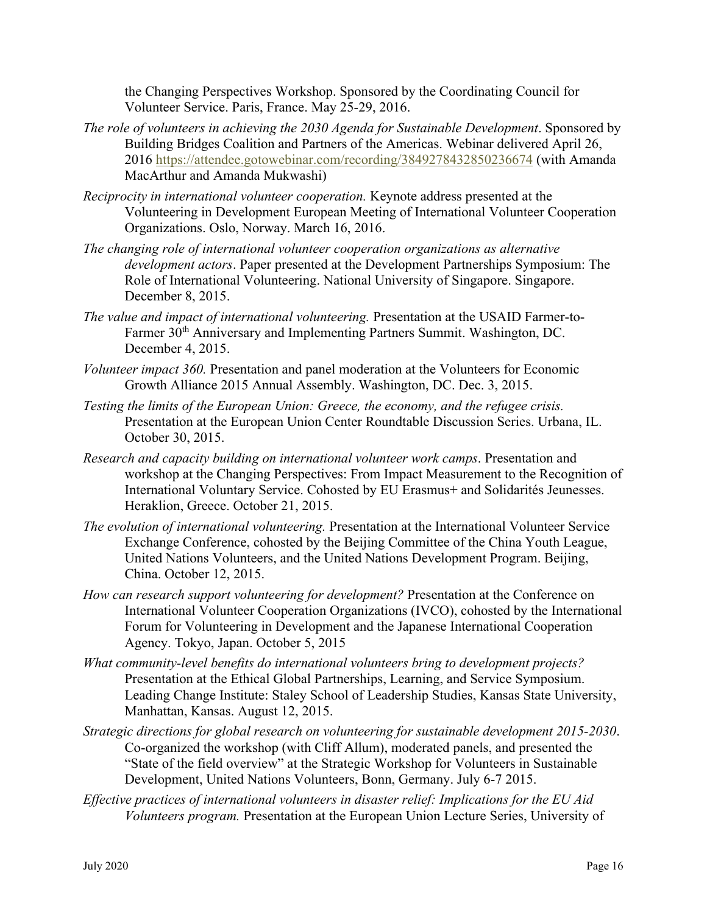the Changing Perspectives Workshop. Sponsored by the Coordinating Council for Volunteer Service. Paris, France. May 25-29, 2016.

*The role of volunteers in achieving the 2030 Agenda for Sustainable Development*. Sponsored by Building Bridges Coalition and Partners of the Americas. Webinar delivered April 26, 2016 https://attendee.gotowebinar.com/recording/3849278432850236674 (with Amanda MacArthur and Amanda Mukwashi)

*Reciprocity in international volunteer cooperation.* Keynote address presented at the Volunteering in Development European Meeting of International Volunteer Cooperation Organizations. Oslo, Norway. March 16, 2016.

*The changing role of international volunteer cooperation organizations as alternative development actors*. Paper presented at the Development Partnerships Symposium: The Role of International Volunteering. National University of Singapore. Singapore. December 8, 2015.

*The value and impact of international volunteering.* Presentation at the USAID Farmer-to-Farmer 30th Anniversary and Implementing Partners Summit. Washington, DC. December 4, 2015.

*Volunteer impact 360.* Presentation and panel moderation at the Volunteers for Economic Growth Alliance 2015 Annual Assembly. Washington, DC. Dec. 3, 2015.

*Testing the limits of the European Union: Greece, the economy, and the refugee crisis.* Presentation at the European Union Center Roundtable Discussion Series. Urbana, IL. October 30, 2015.

*Research and capacity building on international volunteer work camps*. Presentation and workshop at the Changing Perspectives: From Impact Measurement to the Recognition of International Voluntary Service. Cohosted by EU Erasmus+ and Solidarités Jeunesses. Heraklion, Greece. October 21, 2015.

*The evolution of international volunteering.* Presentation at the International Volunteer Service Exchange Conference, cohosted by the Beijing Committee of the China Youth League, United Nations Volunteers, and the United Nations Development Program. Beijing, China. October 12, 2015.

*How can research support volunteering for development?* Presentation at the Conference on International Volunteer Cooperation Organizations (IVCO), cohosted by the International Forum for Volunteering in Development and the Japanese International Cooperation Agency. Tokyo, Japan. October 5, 2015

*What community-level benefits do international volunteers bring to development projects?* Presentation at the Ethical Global Partnerships, Learning, and Service Symposium. Leading Change Institute: Staley School of Leadership Studies, Kansas State University, Manhattan, Kansas. August 12, 2015.

*Strategic directions for global research on volunteering for sustainable development 2015-2030*. Co-organized the workshop (with Cliff Allum), moderated panels, and presented the "State of the field overview" at the Strategic Workshop for Volunteers in Sustainable Development, United Nations Volunteers, Bonn, Germany. July 6-7 2015.

*Effective practices of international volunteers in disaster relief: Implications for the EU Aid Volunteers program.* Presentation at the European Union Lecture Series, University of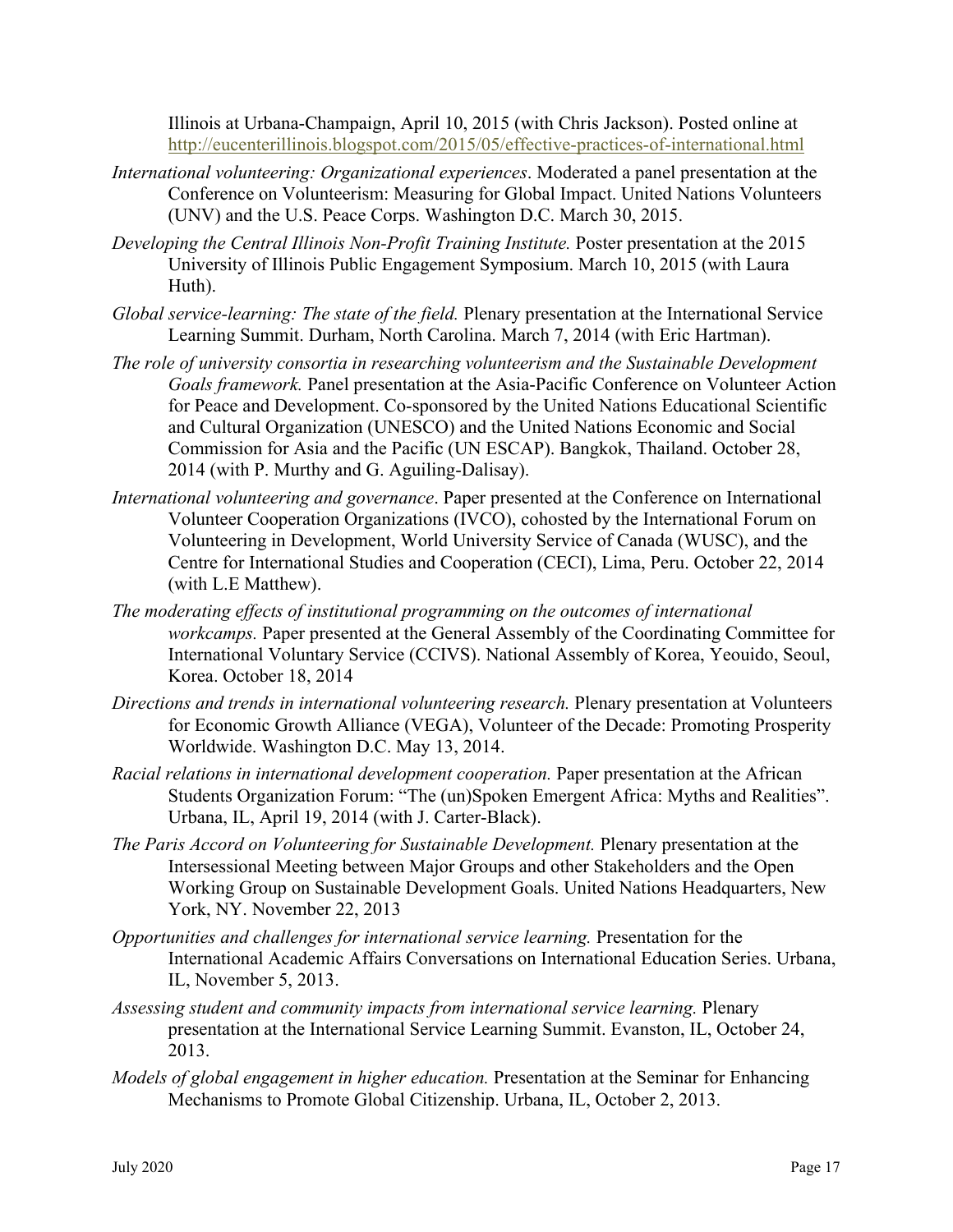Illinois at Urbana-Champaign, April 10, 2015 (with Chris Jackson). Posted online at http://eucenterillinois.blogspot.com/2015/05/effective-practices-of-international.html

*International volunteering: Organizational experiences*. Moderated a panel presentation at the Conference on Volunteerism: Measuring for Global Impact. United Nations Volunteers (UNV) and the U.S. Peace Corps. Washington D.C. March 30, 2015.

*Developing the Central Illinois Non-Profit Training Institute.* Poster presentation at the 2015 University of Illinois Public Engagement Symposium. March 10, 2015 (with Laura Huth).

*Global service-learning: The state of the field.* Plenary presentation at the International Service Learning Summit. Durham, North Carolina. March 7, 2014 (with Eric Hartman).

*The role of university consortia in researching volunteerism and the Sustainable Development Goals framework.* Panel presentation at the Asia-Pacific Conference on Volunteer Action for Peace and Development. Co-sponsored by the United Nations Educational Scientific and Cultural Organization (UNESCO) and the United Nations Economic and Social Commission for Asia and the Pacific (UN ESCAP). Bangkok, Thailand. October 28, 2014 (with P. Murthy and G. Aguiling-Dalisay).

*International volunteering and governance*. Paper presented at the Conference on International Volunteer Cooperation Organizations (IVCO), cohosted by the International Forum on Volunteering in Development, World University Service of Canada (WUSC), and the Centre for International Studies and Cooperation (CECI), Lima, Peru. October 22, 2014 (with L.E Matthew).

*The moderating effects of institutional programming on the outcomes of international workcamps.* Paper presented at the General Assembly of the Coordinating Committee for International Voluntary Service (CCIVS). National Assembly of Korea, Yeouido, Seoul, Korea. October 18, 2014

*Directions and trends in international volunteering research.* Plenary presentation at Volunteers for Economic Growth Alliance (VEGA), Volunteer of the Decade: Promoting Prosperity Worldwide. Washington D.C. May 13, 2014.

*Racial relations in international development cooperation.* Paper presentation at the African Students Organization Forum: "The (un)Spoken Emergent Africa: Myths and Realities". Urbana, IL, April 19, 2014 (with J. Carter-Black).

*The Paris Accord on Volunteering for Sustainable Development.* Plenary presentation at the Intersessional Meeting between Major Groups and other Stakeholders and the Open Working Group on Sustainable Development Goals. United Nations Headquarters, New York, NY. November 22, 2013

*Opportunities and challenges for international service learning.* Presentation for the International Academic Affairs Conversations on International Education Series. Urbana, IL, November 5, 2013.

*Assessing student and community impacts from international service learning.* Plenary presentation at the International Service Learning Summit. Evanston, IL, October 24, 2013.

*Models of global engagement in higher education.* Presentation at the Seminar for Enhancing Mechanisms to Promote Global Citizenship. Urbana, IL, October 2, 2013.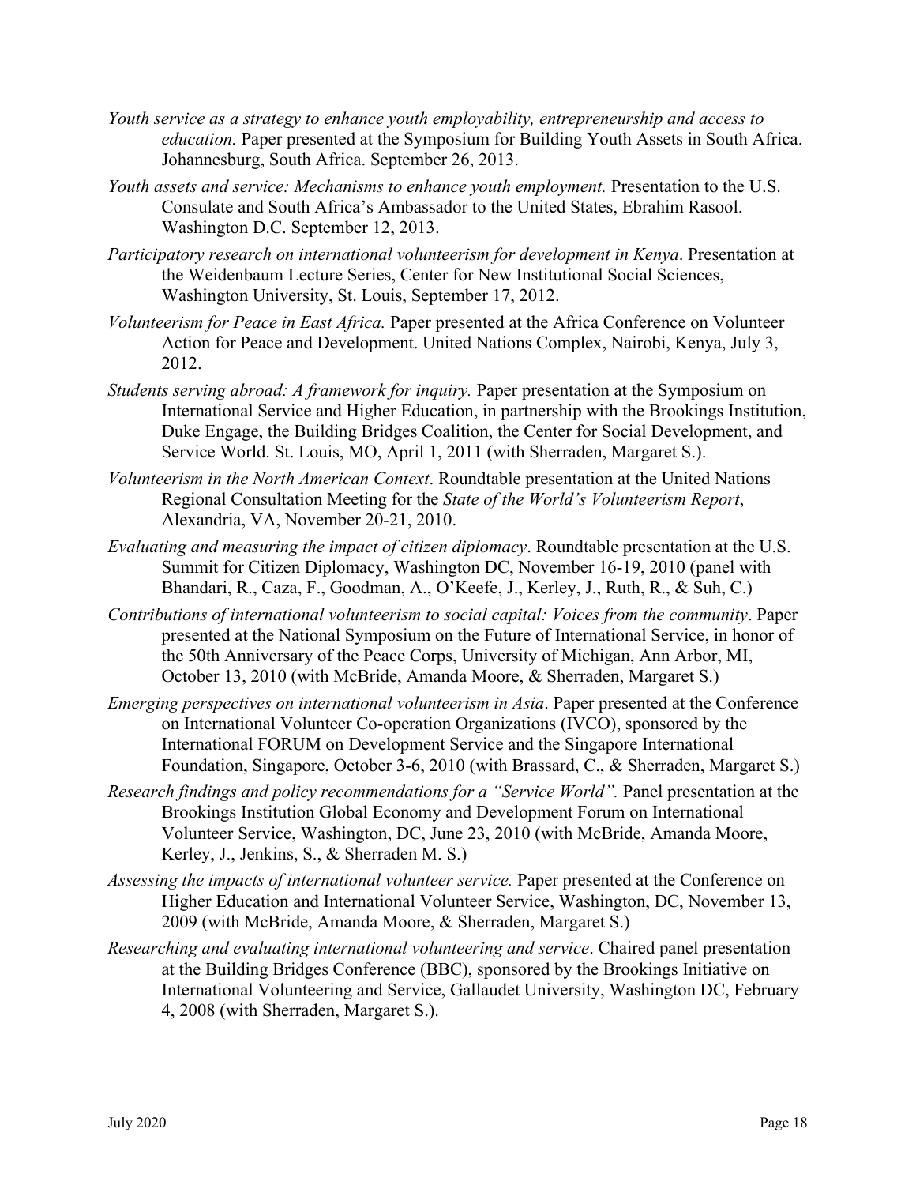*Youth service as a strategy to enhance youth employability, entrepreneurship and access to education.* Paper presented at the Symposium for Building Youth Assets in South Africa. Johannesburg, South Africa. September 26, 2013.

*Youth assets and service: Mechanisms to enhance youth employment.* Presentation to the U.S. Consulate and South Africa's Ambassador to the United States, Ebrahim Rasool. Washington D.C. September 12, 2013.

*Participatory research on international volunteerism for development in Kenya*. Presentation at the Weidenbaum Lecture Series, Center for New Institutional Social Sciences, Washington University, St. Louis, September 17, 2012.

*Volunteerism for Peace in East Africa.* Paper presented at the Africa Conference on Volunteer Action for Peace and Development. United Nations Complex, Nairobi, Kenya, July 3, 2012.

*Students serving abroad: A framework for inquiry.* Paper presentation at the Symposium on International Service and Higher Education, in partnership with the Brookings Institution, Duke Engage, the Building Bridges Coalition, the Center for Social Development, and Service World. St. Louis, MO, April 1, 2011 (with Sherraden, Margaret S.).

*Volunteerism in the North American Context*. Roundtable presentation at the United Nations Regional Consultation Meeting for the *State of the World's Volunteerism Report*, Alexandria, VA, November 20-21, 2010.

*Evaluating and measuring the impact of citizen diplomacy*. Roundtable presentation at the U.S. Summit for Citizen Diplomacy, Washington DC, November 16-19, 2010 (panel with Bhandari, R., Caza, F., Goodman, A., O'Keefe, J., Kerley, J., Ruth, R., & Suh, C.)

*Contributions of international volunteerism to social capital: Voices from the community*. Paper presented at the National Symposium on the Future of International Service, in honor of the 50th Anniversary of the Peace Corps, University of Michigan, Ann Arbor, MI, October 13, 2010 (with McBride, Amanda Moore, & Sherraden, Margaret S.)

*Emerging perspectives on international volunteerism in Asia*. Paper presented at the Conference on International Volunteer Co-operation Organizations (IVCO), sponsored by the International FORUM on Development Service and the Singapore International Foundation, Singapore, October 3-6, 2010 (with Brassard, C., & Sherraden, Margaret S.)

*Research findings and policy recommendations for a "Service World".* Panel presentation at the Brookings Institution Global Economy and Development Forum on International Volunteer Service, Washington, DC, June 23, 2010 (with McBride, Amanda Moore, Kerley, J., Jenkins, S., & Sherraden M. S.)

*Assessing the impacts of international volunteer service.* Paper presented at the Conference on Higher Education and International Volunteer Service, Washington, DC, November 13, 2009 (with McBride, Amanda Moore, & Sherraden, Margaret S.)

*Researching and evaluating international volunteering and service*. Chaired panel presentation at the Building Bridges Conference (BBC), sponsored by the Brookings Initiative on International Volunteering and Service, Gallaudet University, Washington DC, February 4, 2008 (with Sherraden, Margaret S.).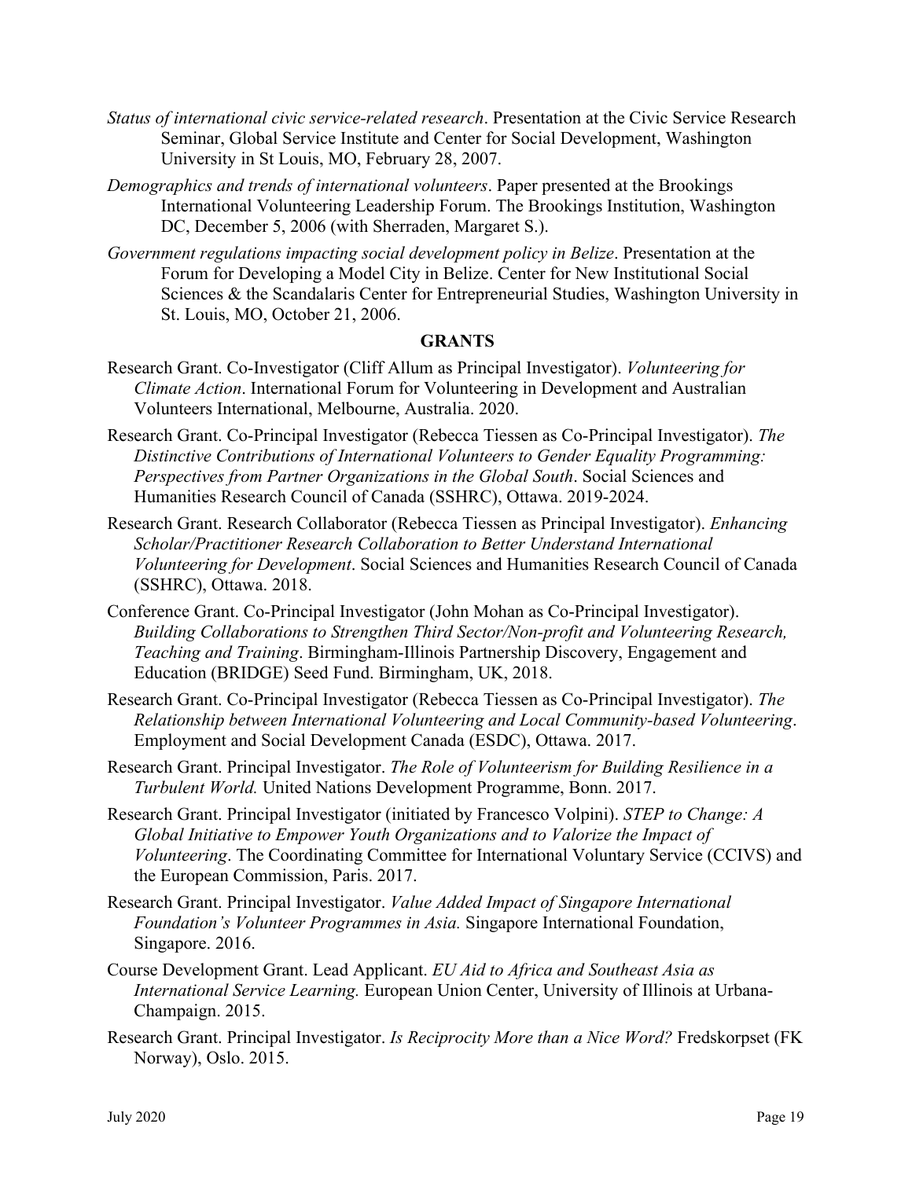*Status of international civic service-related research*. Presentation at the Civic Service Research Seminar, Global Service Institute and Center for Social Development, Washington University in St Louis, MO, February 28, 2007.

*Demographics and trends of international volunteers*. Paper presented at the Brookings International Volunteering Leadership Forum. The Brookings Institution, Washington DC, December 5, 2006 (with Sherraden, Margaret S.).

*Government regulations impacting social development policy in Belize*. Presentation at the Forum for Developing a Model City in Belize. Center for New Institutional Social Sciences & the Scandalaris Center for Entrepreneurial Studies, Washington University in St. Louis, MO, October 21, 2006.

## GRANTS

Research Grant. Co-Investigator (Cliff Allum as Principal Investigator). *Volunteering for Climate Action*. International Forum for Volunteering in Development and Australian Volunteers International, Melbourne, Australia. 2020.

Research Grant. Co-Principal Investigator (Rebecca Tiessen as Co-Principal Investigator). *The Distinctive Contributions of International Volunteers to Gender Equality Programming: Perspectives from Partner Organizations in the Global South*. Social Sciences and Humanities Research Council of Canada (SSHRC), Ottawa. 2019-2024.

Research Grant. Research Collaborator (Rebecca Tiessen as Principal Investigator). *Enhancing Scholar/Practitioner Research Collaboration to Better Understand International Volunteering for Development*. Social Sciences and Humanities Research Council of Canada (SSHRC), Ottawa. 2018.

Conference Grant. Co-Principal Investigator (John Mohan as Co-Principal Investigator). *Building Collaborations to Strengthen Third Sector/Non-profit and Volunteering Research, Teaching and Training*. Birmingham-Illinois Partnership Discovery, Engagement and Education (BRIDGE) Seed Fund. Birmingham, UK, 2018.

Research Grant. Co-Principal Investigator (Rebecca Tiessen as Co-Principal Investigator). *The Relationship between International Volunteering and Local Community-based Volunteering*. Employment and Social Development Canada (ESDC), Ottawa. 2017.

Research Grant. Principal Investigator. *The Role of Volunteerism for Building Resilience in a Turbulent World.* United Nations Development Programme, Bonn. 2017.

Research Grant. Principal Investigator (initiated by Francesco Volpini). *STEP to Change: A Global Initiative to Empower Youth Organizations and to Valorize the Impact of Volunteering*. The Coordinating Committee for International Voluntary Service (CCIVS) and the European Commission, Paris. 2017.

Research Grant. Principal Investigator. *Value Added Impact of Singapore International Foundation's Volunteer Programmes in Asia.* Singapore International Foundation, Singapore. 2016.

Course Development Grant. Lead Applicant. *EU Aid to Africa and Southeast Asia as International Service Learning.* European Union Center, University of Illinois at Urbana-Champaign. 2015.

Research Grant. Principal Investigator. *Is Reciprocity More than a Nice Word?* Fredskorpset (FK Norway), Oslo. 2015.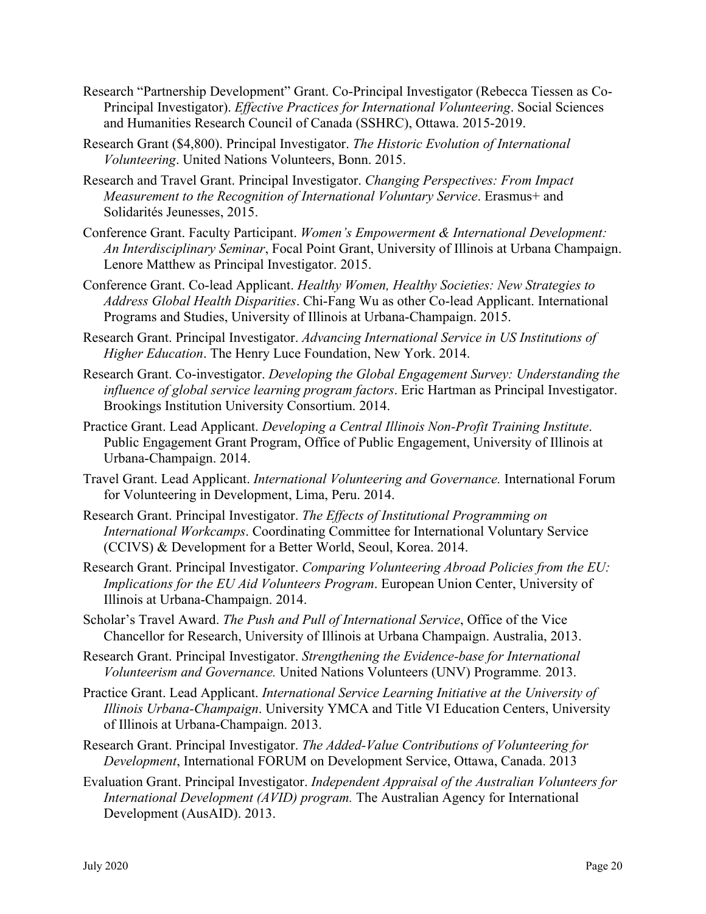Research "Partnership Development" Grant. Co-Principal Investigator (Rebecca Tiessen as Co-Principal Investigator). *Effective Practices for International Volunteering*. Social Sciences and Humanities Research Council of Canada (SSHRC), Ottawa. 2015-2019.

Research Grant ($4,800). Principal Investigator. *The Historic Evolution of International Volunteering*. United Nations Volunteers, Bonn. 2015.

Research and Travel Grant. Principal Investigator. *Changing Perspectives: From Impact Measurement to the Recognition of International Voluntary Service*. Erasmus+ and Solidarités Jeunesses, 2015.

Conference Grant. Faculty Participant. *Women's Empowerment & International Development: An Interdisciplinary Seminar*, Focal Point Grant, University of Illinois at Urbana Champaign. Lenore Matthew as Principal Investigator. 2015.

Conference Grant. Co-lead Applicant. *Healthy Women, Healthy Societies: New Strategies to Address Global Health Disparities*. Chi-Fang Wu as other Co-lead Applicant. International Programs and Studies, University of Illinois at Urbana-Champaign. 2015.

Research Grant. Principal Investigator. *Advancing International Service in US Institutions of Higher Education*. The Henry Luce Foundation, New York. 2014.

Research Grant. Co-investigator. *Developing the Global Engagement Survey: Understanding the influence of global service learning program factors*. Eric Hartman as Principal Investigator. Brookings Institution University Consortium. 2014.

Practice Grant. Lead Applicant. *Developing a Central Illinois Non-Profit Training Institute*. Public Engagement Grant Program, Office of Public Engagement, University of Illinois at Urbana-Champaign. 2014.

Travel Grant. Lead Applicant. *International Volunteering and Governance.* International Forum for Volunteering in Development, Lima, Peru. 2014.

Research Grant. Principal Investigator. *The Effects of Institutional Programming on International Workcamps*. Coordinating Committee for International Voluntary Service (CCIVS) & Development for a Better World, Seoul, Korea. 2014.

Research Grant. Principal Investigator. *Comparing Volunteering Abroad Policies from the EU: Implications for the EU Aid Volunteers Program*. European Union Center, University of Illinois at Urbana-Champaign. 2014.

Scholar's Travel Award. *The Push and Pull of International Service*, Office of the Vice Chancellor for Research, University of Illinois at Urbana Champaign. Australia, 2013.

Research Grant. Principal Investigator. *Strengthening the Evidence-base for International Volunteerism and Governance.* United Nations Volunteers (UNV) Programme*.* 2013.

Practice Grant. Lead Applicant. *International Service Learning Initiative at the University of Illinois Urbana-Champaign*. University YMCA and Title VI Education Centers, University of Illinois at Urbana-Champaign. 2013.

Research Grant. Principal Investigator. *The Added-Value Contributions of Volunteering for Development*, International FORUM on Development Service, Ottawa, Canada. 2013

Evaluation Grant. Principal Investigator. *Independent Appraisal of the Australian Volunteers for International Development (AVID) program.* The Australian Agency for International Development (AusAID). 2013.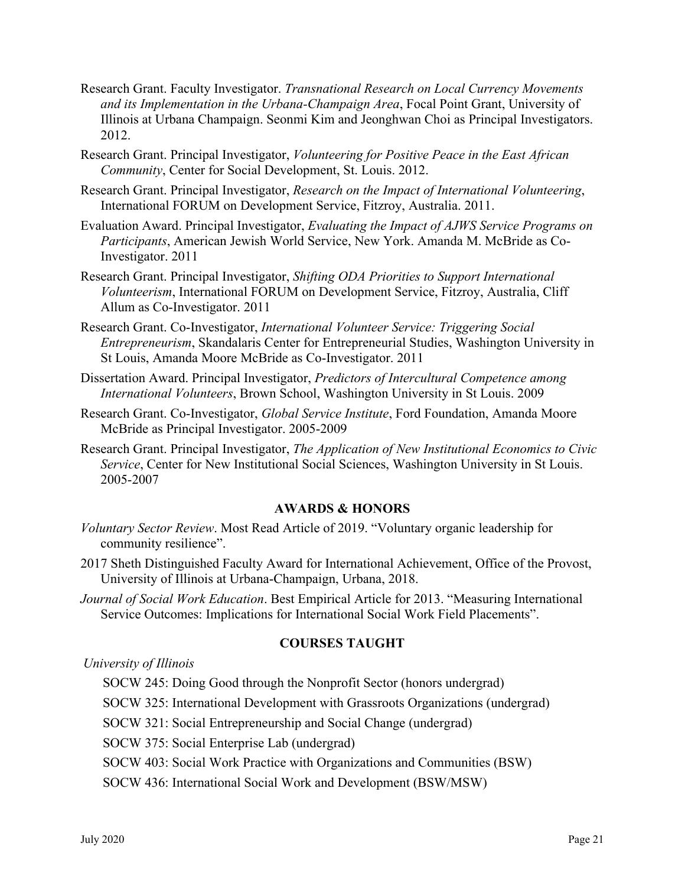Research Grant. Faculty Investigator. *Transnational Research on Local Currency Movements and its Implementation in the Urbana-Champaign Area*, Focal Point Grant, University of Illinois at Urbana Champaign. Seonmi Kim and Jeonghwan Choi as Principal Investigators. 2012.

Research Grant. Principal Investigator, *Volunteering for Positive Peace in the East African Community*, Center for Social Development, St. Louis. 2012.

Research Grant. Principal Investigator, *Research on the Impact of International Volunteering*, International FORUM on Development Service, Fitzroy, Australia. 2011.

Evaluation Award. Principal Investigator, *Evaluating the Impact of AJWS Service Programs on Participants*, American Jewish World Service, New York. Amanda M. McBride as Co-Investigator. 2011

Research Grant. Principal Investigator, *Shifting ODA Priorities to Support International Volunteerism*, International FORUM on Development Service, Fitzroy, Australia, Cliff Allum as Co-Investigator. 2011

Research Grant. Co-Investigator, *International Volunteer Service: Triggering Social Entrepreneurism*, Skandalaris Center for Entrepreneurial Studies, Washington University in St Louis, Amanda Moore McBride as Co-Investigator. 2011

Dissertation Award. Principal Investigator, *Predictors of Intercultural Competence among International Volunteers*, Brown School, Washington University in St Louis. 2009

Research Grant. Co-Investigator, *Global Service Institute*, Ford Foundation, Amanda Moore McBride as Principal Investigator. 2005-2009

Research Grant. Principal Investigator, *The Application of New Institutional Economics to Civic Service*, Center for New Institutional Social Sciences, Washington University in St Louis. 2005-2007

## AWARDS & HONORS

*Voluntary Sector Review*. Most Read Article of 2019. "Voluntary organic leadership for community resilience".

2017 Sheth Distinguished Faculty Award for International Achievement, Office of the Provost, University of Illinois at Urbana-Champaign, Urbana, 2018.

*Journal of Social Work Education*. Best Empirical Article for 2013. "Measuring International Service Outcomes: Implications for International Social Work Field Placements".

## COURSES TAUGHT

*University of Illinois*

SOCW 245: Doing Good through the Nonprofit Sector (honors undergrad)

SOCW 325: International Development with Grassroots Organizations (undergrad)

SOCW 321: Social Entrepreneurship and Social Change (undergrad)

SOCW 375: Social Enterprise Lab (undergrad)

SOCW 403: Social Work Practice with Organizations and Communities (BSW)

SOCW 436: International Social Work and Development (BSW/MSW)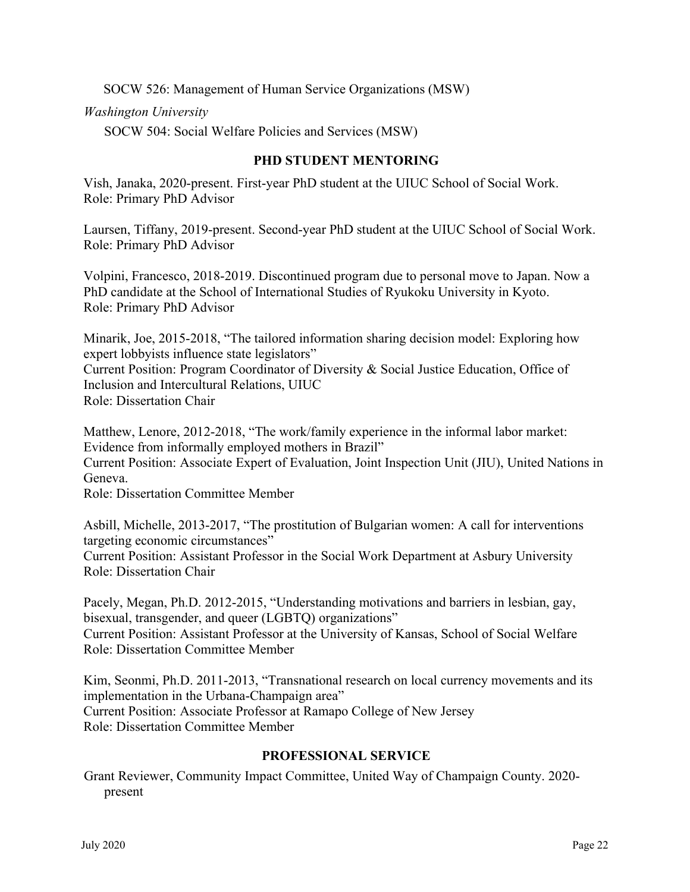SOCW 526: Management of Human Service Organizations (MSW)

*Washington University*

SOCW 504: Social Welfare Policies and Services (MSW)

## PHD STUDENT MENTORING

Vish, Janaka, 2020-present. First-year PhD student at the UIUC School of Social Work.
Role: Primary PhD Advisor

Laursen, Tiffany, 2019-present. Second-year PhD student at the UIUC School of Social Work.
Role: Primary PhD Advisor

Volpini, Francesco, 2018-2019. Discontinued program due to personal move to Japan. Now a PhD candidate at the School of International Studies of Ryukoku University in Kyoto.
Role: Primary PhD Advisor

Minarik, Joe, 2015-2018, "The tailored information sharing decision model: Exploring how expert lobbyists influence state legislators"
Current Position: Program Coordinator of Diversity & Social Justice Education, Office of Inclusion and Intercultural Relations, UIUC
Role: Dissertation Chair

Matthew, Lenore, 2012-2018, "The work/family experience in the informal labor market: Evidence from informally employed mothers in Brazil"
Current Position: Associate Expert of Evaluation, Joint Inspection Unit (JIU), United Nations in Geneva.
Role: Dissertation Committee Member

Asbill, Michelle, 2013-2017, "The prostitution of Bulgarian women: A call for interventions targeting economic circumstances"
Current Position: Assistant Professor in the Social Work Department at Asbury University
Role: Dissertation Chair

Pacely, Megan, Ph.D. 2012-2015, "Understanding motivations and barriers in lesbian, gay, bisexual, transgender, and queer (LGBTQ) organizations"
Current Position: Assistant Professor at the University of Kansas, School of Social Welfare
Role: Dissertation Committee Member

Kim, Seonmi, Ph.D. 2011-2013, "Transnational research on local currency movements and its implementation in the Urbana-Champaign area"
Current Position: Associate Professor at Ramapo College of New Jersey
Role: Dissertation Committee Member

## PROFESSIONAL SERVICE

Grant Reviewer, Community Impact Committee, United Way of Champaign County. 2020-present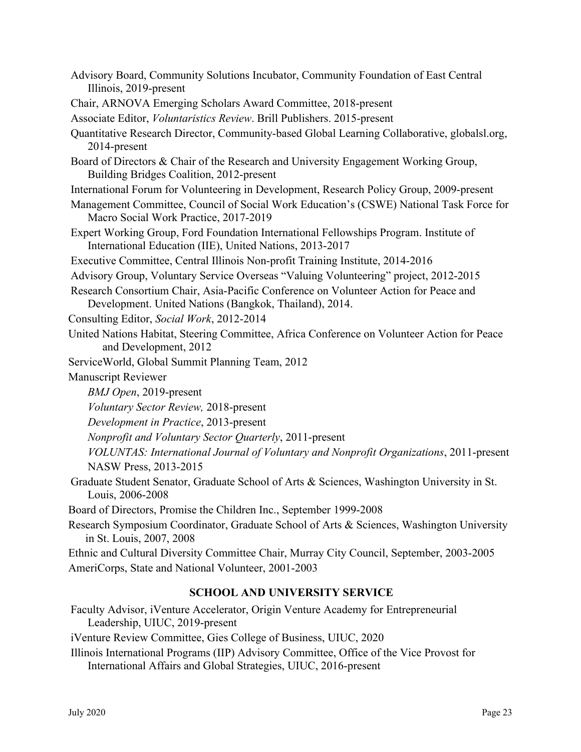Advisory Board, Community Solutions Incubator, Community Foundation of East Central Illinois, 2019-present

Chair, ARNOVA Emerging Scholars Award Committee, 2018-present

Associate Editor, *Voluntaristics Review*. Brill Publishers. 2015-present

Quantitative Research Director, Community-based Global Learning Collaborative, globalsl.org, 2014-present

Board of Directors & Chair of the Research and University Engagement Working Group, Building Bridges Coalition, 2012-present

International Forum for Volunteering in Development, Research Policy Group, 2009-present

Management Committee, Council of Social Work Education's (CSWE) National Task Force for Macro Social Work Practice, 2017-2019

Expert Working Group, Ford Foundation International Fellowships Program. Institute of International Education (IIE), United Nations, 2013-2017

Executive Committee, Central Illinois Non-profit Training Institute, 2014-2016

Advisory Group, Voluntary Service Overseas "Valuing Volunteering" project, 2012-2015

Research Consortium Chair, Asia-Pacific Conference on Volunteer Action for Peace and Development. United Nations (Bangkok, Thailand), 2014.

Consulting Editor, *Social Work*, 2012-2014

United Nations Habitat, Steering Committee, Africa Conference on Volunteer Action for Peace and Development, 2012

ServiceWorld, Global Summit Planning Team, 2012

Manuscript Reviewer

- *BMJ Open*, 2019-present
- *Voluntary Sector Review,* 2018-present
- *Development in Practice*, 2013-present
- *Nonprofit and Voluntary Sector Quarterly*, 2011-present
- *VOLUNTAS: International Journal of Voluntary and Nonprofit Organizations*, 2011-present
- NASW Press, 2013-2015

Graduate Student Senator, Graduate School of Arts & Sciences, Washington University in St. Louis, 2006-2008

Board of Directors, Promise the Children Inc., September 1999-2008

Research Symposium Coordinator, Graduate School of Arts & Sciences, Washington University in St. Louis, 2007, 2008

Ethnic and Cultural Diversity Committee Chair, Murray City Council, September, 2003-2005

AmeriCorps, State and National Volunteer, 2001-2003

## SCHOOL AND UNIVERSITY SERVICE

Faculty Advisor, iVenture Accelerator, Origin Venture Academy for Entrepreneurial Leadership, UIUC, 2019-present

iVenture Review Committee, Gies College of Business, UIUC, 2020

Illinois International Programs (IIP) Advisory Committee, Office of the Vice Provost for International Affairs and Global Strategies, UIUC, 2016-present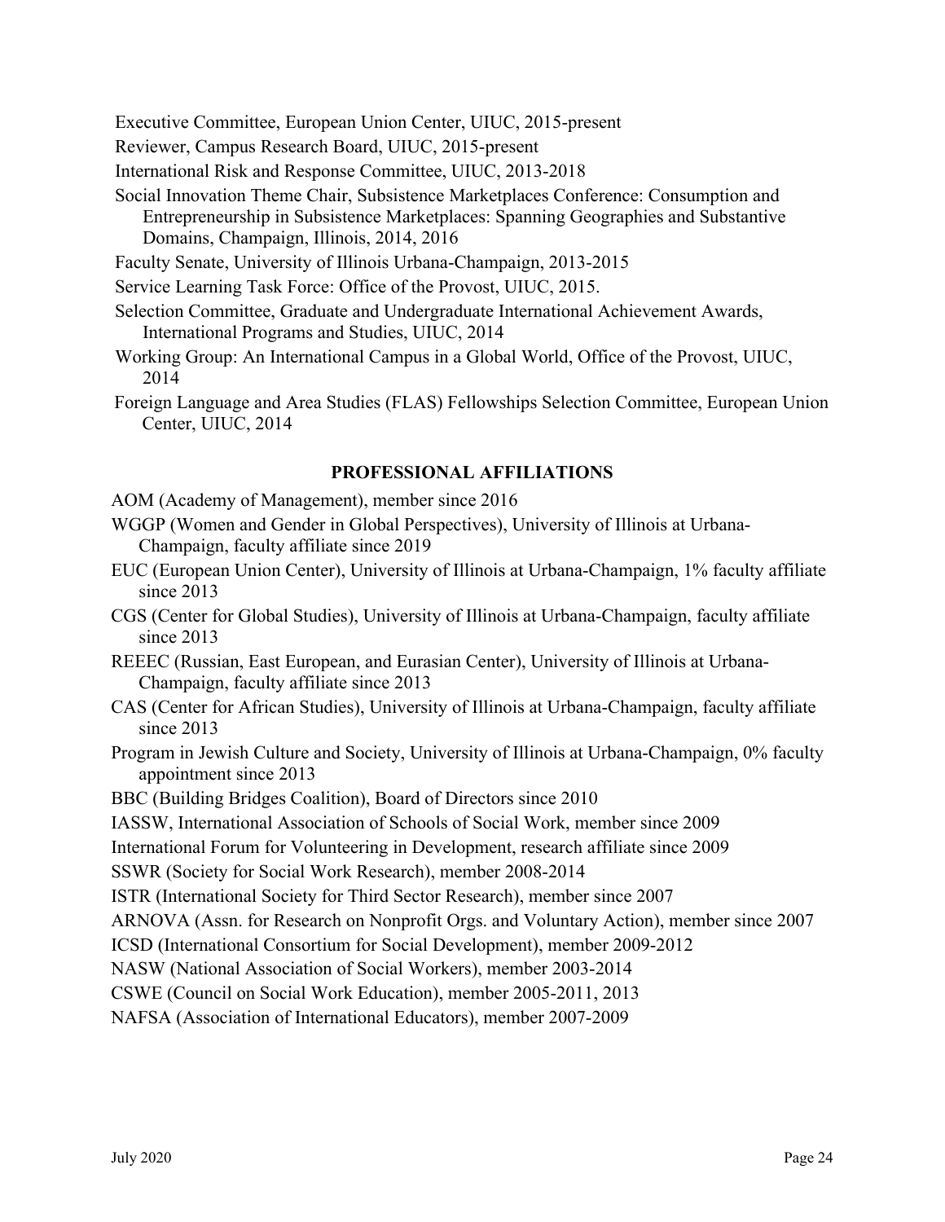Executive Committee, European Union Center, UIUC, 2015-present

Reviewer, Campus Research Board, UIUC, 2015-present

International Risk and Response Committee, UIUC, 2013-2018

Social Innovation Theme Chair, Subsistence Marketplaces Conference: Consumption and Entrepreneurship in Subsistence Marketplaces: Spanning Geographies and Substantive Domains, Champaign, Illinois, 2014, 2016

Faculty Senate, University of Illinois Urbana-Champaign, 2013-2015

Service Learning Task Force: Office of the Provost, UIUC, 2015.

Selection Committee, Graduate and Undergraduate International Achievement Awards, International Programs and Studies, UIUC, 2014

Working Group: An International Campus in a Global World, Office of the Provost, UIUC, 2014

Foreign Language and Area Studies (FLAS) Fellowships Selection Committee, European Union Center, UIUC, 2014

## PROFESSIONAL AFFILIATIONS

AOM (Academy of Management), member since 2016

WGGP (Women and Gender in Global Perspectives), University of Illinois at Urbana-Champaign, faculty affiliate since 2019

EUC (European Union Center), University of Illinois at Urbana-Champaign, 1% faculty affiliate since 2013

CGS (Center for Global Studies), University of Illinois at Urbana-Champaign, faculty affiliate since 2013

REEEC (Russian, East European, and Eurasian Center), University of Illinois at Urbana-Champaign, faculty affiliate since 2013

CAS (Center for African Studies), University of Illinois at Urbana-Champaign, faculty affiliate since 2013

Program in Jewish Culture and Society, University of Illinois at Urbana-Champaign, 0% faculty appointment since 2013

BBC (Building Bridges Coalition), Board of Directors since 2010

IASSW, International Association of Schools of Social Work, member since 2009

International Forum for Volunteering in Development, research affiliate since 2009

SSWR (Society for Social Work Research), member 2008-2014

ISTR (International Society for Third Sector Research), member since 2007

ARNOVA (Assn. for Research on Nonprofit Orgs. and Voluntary Action), member since 2007

ICSD (International Consortium for Social Development), member 2009-2012

NASW (National Association of Social Workers), member 2003-2014

CSWE (Council on Social Work Education), member 2005-2011, 2013

NAFSA (Association of International Educators), member 2007-2009